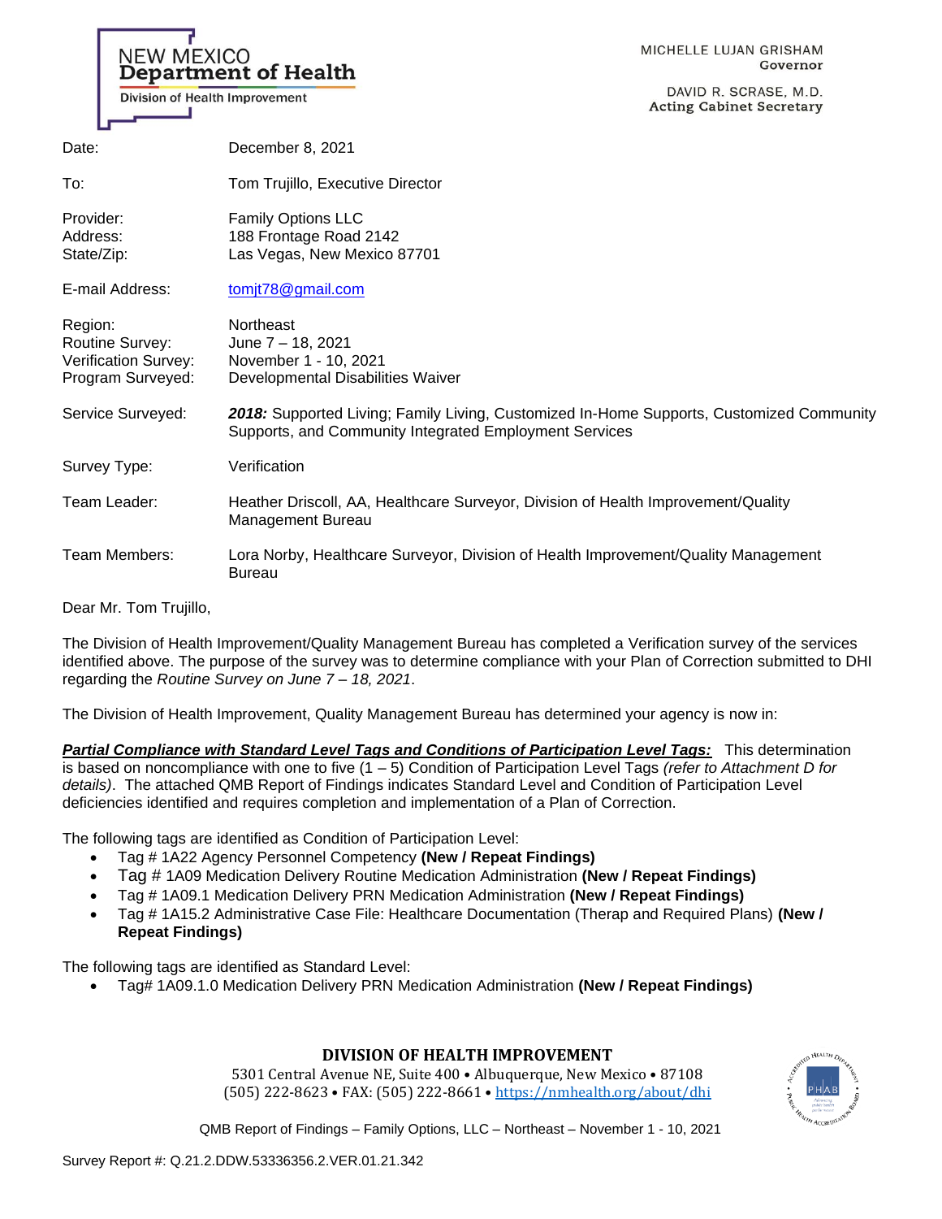NEW MEXICO
**Department of Health**
Division of Health Improvement

MICHELLE LUJAN GRISHAM
Governor

DAVID R. SCRASE, M.D.
Acting Cabinet Secretary

| | |
|---|---|
| Date: | December 8, 2021 |
| To: | Tom Trujillo, Executive Director |
| Provider: | Family Options LLC |
| Address: | 188 Frontage Road 2142 |
| State/Zip: | Las Vegas, New Mexico 87701 |
| E-mail Address: | tomjt78@gmail.com |
| Region: | Northeast |
| Routine Survey: | June 7 – 18, 2021 |
| Verification Survey: | November 1 - 10, 2021 |
| Program Surveyed: | Developmental Disabilities Waiver |
| Service Surveyed: | ***2018:*** Supported Living; Family Living, Customized In-Home Supports, Customized Community Supports, and Community Integrated Employment Services |
| Survey Type: | Verification |
| Team Leader: | Heather Driscoll, AA, Healthcare Surveyor, Division of Health Improvement/Quality Management Bureau |
| Team Members: | Lora Norby, Healthcare Surveyor, Division of Health Improvement/Quality Management Bureau |

Dear Mr. Tom Trujillo,

The Division of Health Improvement/Quality Management Bureau has completed a Verification survey of the services identified above. The purpose of the survey was to determine compliance with your Plan of Correction submitted to DHI regarding the *Routine Survey on June 7 – 18, 2021*.

The Division of Health Improvement, Quality Management Bureau has determined your agency is now in:

***Partial Compliance with Standard Level Tags and Conditions of Participation Level Tags:*** This determination is based on noncompliance with one to five (1 – 5) Condition of Participation Level Tags *(refer to Attachment D for details)*. The attached QMB Report of Findings indicates Standard Level and Condition of Participation Level deficiencies identified and requires completion and implementation of a Plan of Correction.

The following tags are identified as Condition of Participation Level:

- Tag # 1A22 Agency Personnel Competency **(New / Repeat Findings)**
- Tag # 1A09 Medication Delivery Routine Medication Administration **(New / Repeat Findings)**
- Tag # 1A09.1 Medication Delivery PRN Medication Administration **(New / Repeat Findings)**
- Tag # 1A15.2 Administrative Case File: Healthcare Documentation (Therap and Required Plans) **(New / Repeat Findings)**

The following tags are identified as Standard Level:

- Tag# 1A09.1.0 Medication Delivery PRN Medication Administration **(New / Repeat Findings)**

**DIVISION OF HEALTH IMPROVEMENT**
5301 Central Avenue NE, Suite 400 • Albuquerque, New Mexico • 87108
(505) 222-8623 • FAX: (505) 222-8661 • https://nmhealth.org/about/dhi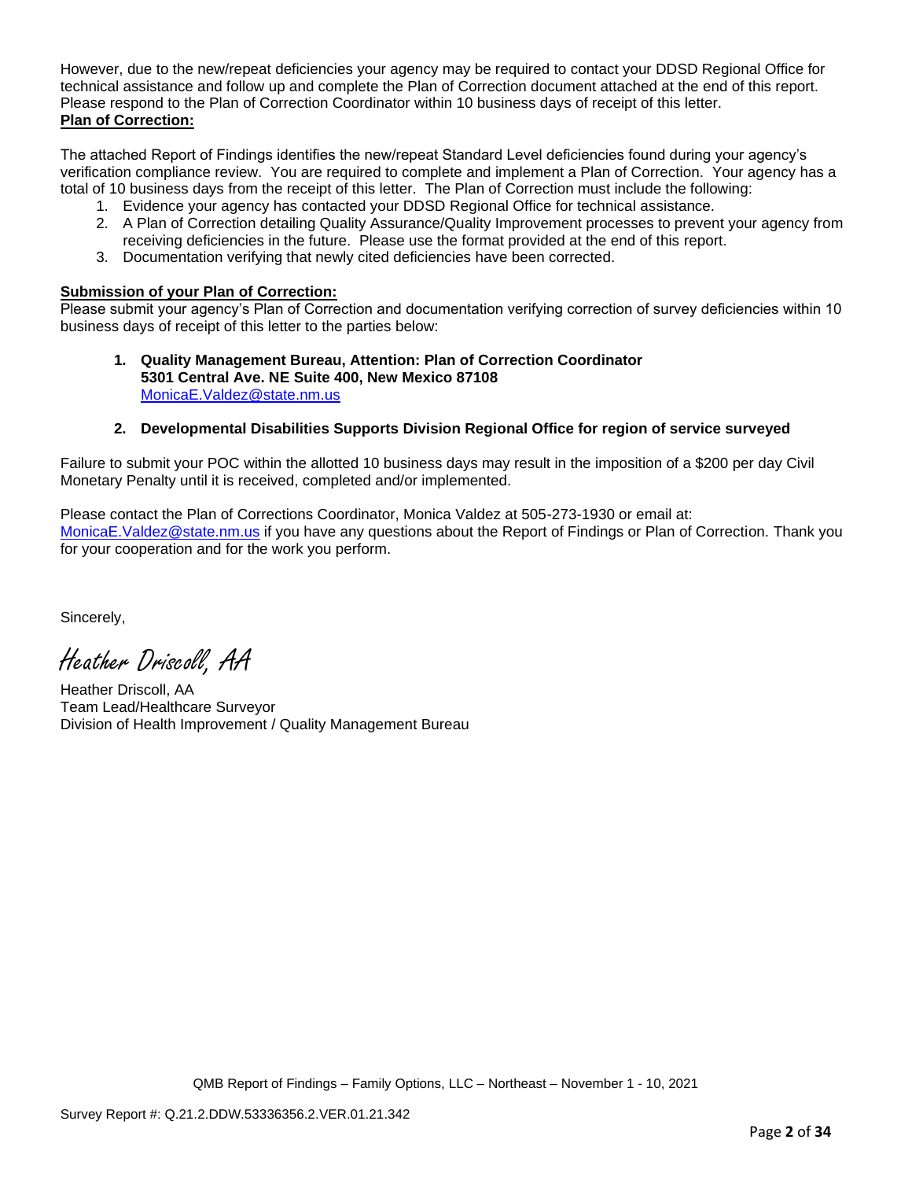However, due to the new/repeat deficiencies your agency may be required to contact your DDSD Regional Office for technical assistance and follow up and complete the Plan of Correction document attached at the end of this report. Please respond to the Plan of Correction Coordinator within 10 business days of receipt of this letter.

**Plan of Correction:**

The attached Report of Findings identifies the new/repeat Standard Level deficiencies found during your agency's verification compliance review. You are required to complete and implement a Plan of Correction. Your agency has a total of 10 business days from the receipt of this letter. The Plan of Correction must include the following:

1. Evidence your agency has contacted your DDSD Regional Office for technical assistance.
2. A Plan of Correction detailing Quality Assurance/Quality Improvement processes to prevent your agency from receiving deficiencies in the future. Please use the format provided at the end of this report.
3. Documentation verifying that newly cited deficiencies have been corrected.

**Submission of your Plan of Correction:**

Please submit your agency's Plan of Correction and documentation verifying correction of survey deficiencies within 10 business days of receipt of this letter to the parties below:

1. **Quality Management Bureau, Attention: Plan of Correction Coordinator**
   **5301 Central Ave. NE Suite 400, New Mexico 87108**
   MonicaE.Valdez@state.nm.us

2. **Developmental Disabilities Supports Division Regional Office for region of service surveyed**

Failure to submit your POC within the allotted 10 business days may result in the imposition of a $200 per day Civil Monetary Penalty until it is received, completed and/or implemented.

Please contact the Plan of Corrections Coordinator, Monica Valdez at 505-273-1930 or email at: MonicaE.Valdez@state.nm.us if you have any questions about the Report of Findings or Plan of Correction. Thank you for your cooperation and for the work you perform.

Sincerely,

*Heather Driscoll, AA*

Heather Driscoll, AA
Team Lead/Healthcare Surveyor
Division of Health Improvement / Quality Management Bureau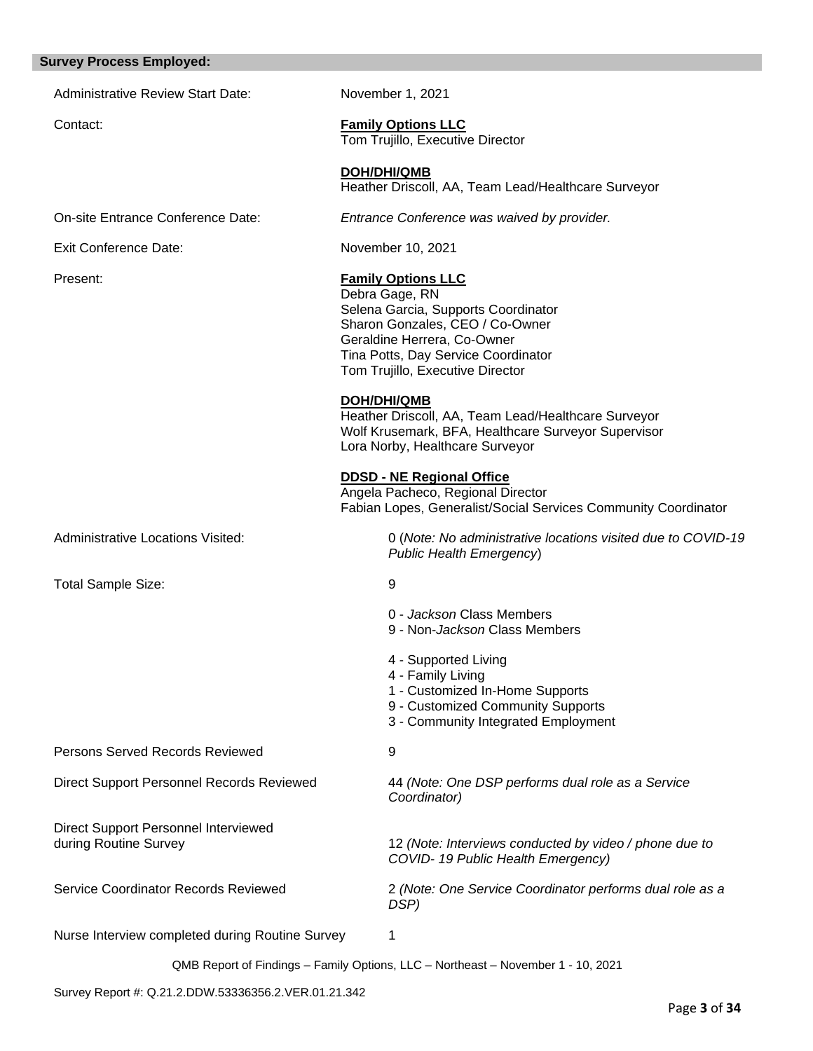## Survey Process Employed:

| | |
|---|---|
| Administrative Review Start Date: | November 1, 2021 |
| Contact: | **Family Options LLC**<br>Tom Trujillo, Executive Director<br><br>**DOH/DHI/QMB**<br>Heather Driscoll, AA, Team Lead/Healthcare Surveyor |
| On-site Entrance Conference Date: | *Entrance Conference was waived by provider.* |
| Exit Conference Date: | November 10, 2021 |
| Present: | **Family Options LLC**<br>Debra Gage, RN<br>Selena Garcia, Supports Coordinator<br>Sharon Gonzales, CEO / Co-Owner<br>Geraldine Herrera, Co-Owner<br>Tina Potts, Day Service Coordinator<br>Tom Trujillo, Executive Director<br><br>**DOH/DHI/QMB**<br>Heather Driscoll, AA, Team Lead/Healthcare Surveyor<br>Wolf Krusemark, BFA, Healthcare Surveyor Supervisor<br>Lora Norby, Healthcare Surveyor<br><br>**DDSD - NE Regional Office**<br>Angela Pacheco, Regional Director<br>Fabian Lopes, Generalist/Social Services Community Coordinator |
| Administrative Locations Visited: | 0 (*Note: No administrative locations visited due to COVID-19 Public Health Emergency*) |
| Total Sample Size: | 9<br><br>0 - *Jackson* Class Members<br>9 - Non-*Jackson* Class Members<br><br>4 - Supported Living<br>4 - Family Living<br>1 - Customized In-Home Supports<br>9 - Customized Community Supports<br>3 - Community Integrated Employment |
| Persons Served Records Reviewed | 9 |
| Direct Support Personnel Records Reviewed | 44 *(Note: One DSP performs dual role as a Service Coordinator)* |
| Direct Support Personnel Interviewed during Routine Survey | 12 *(Note: Interviews conducted by video / phone due to COVID- 19 Public Health Emergency)* |
| Service Coordinator Records Reviewed | 2 *(Note: One Service Coordinator performs dual role as a DSP)* |
| Nurse Interview completed during Routine Survey | 1 |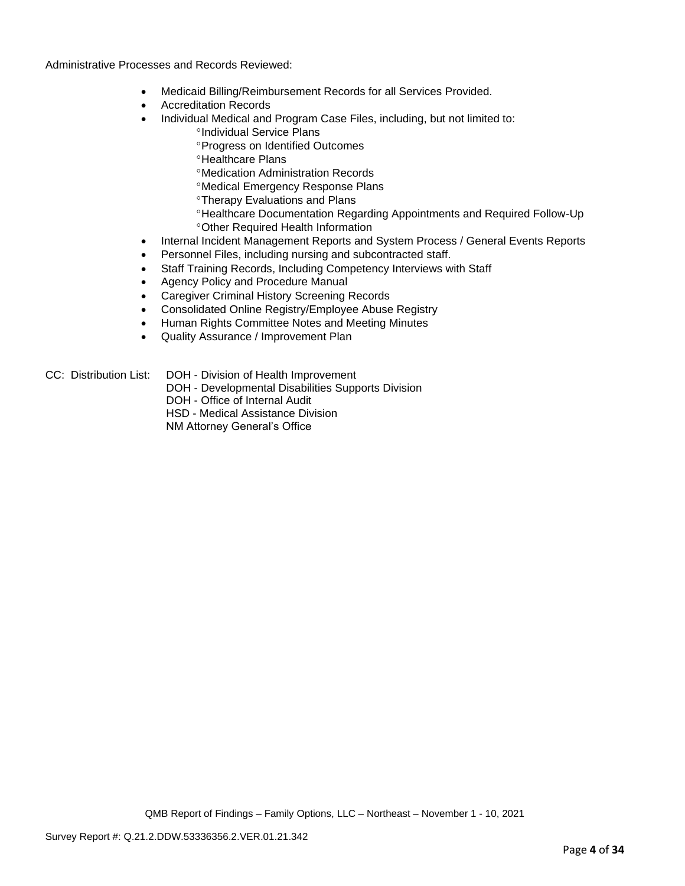Administrative Processes and Records Reviewed:

- Medicaid Billing/Reimbursement Records for all Services Provided.
- Accreditation Records
- Individual Medical and Program Case Files, including, but not limited to:
  - °Individual Service Plans
  - °Progress on Identified Outcomes
  - °Healthcare Plans
  - °Medication Administration Records
  - °Medical Emergency Response Plans
  - °Therapy Evaluations and Plans
  - °Healthcare Documentation Regarding Appointments and Required Follow-Up
  - °Other Required Health Information
- Internal Incident Management Reports and System Process / General Events Reports
- Personnel Files, including nursing and subcontracted staff.
- Staff Training Records, Including Competency Interviews with Staff
- Agency Policy and Procedure Manual
- Caregiver Criminal History Screening Records
- Consolidated Online Registry/Employee Abuse Registry
- Human Rights Committee Notes and Meeting Minutes
- Quality Assurance / Improvement Plan

CC: Distribution List: DOH - Division of Health Improvement
DOH - Developmental Disabilities Supports Division
DOH - Office of Internal Audit
HSD - Medical Assistance Division
NM Attorney General's Office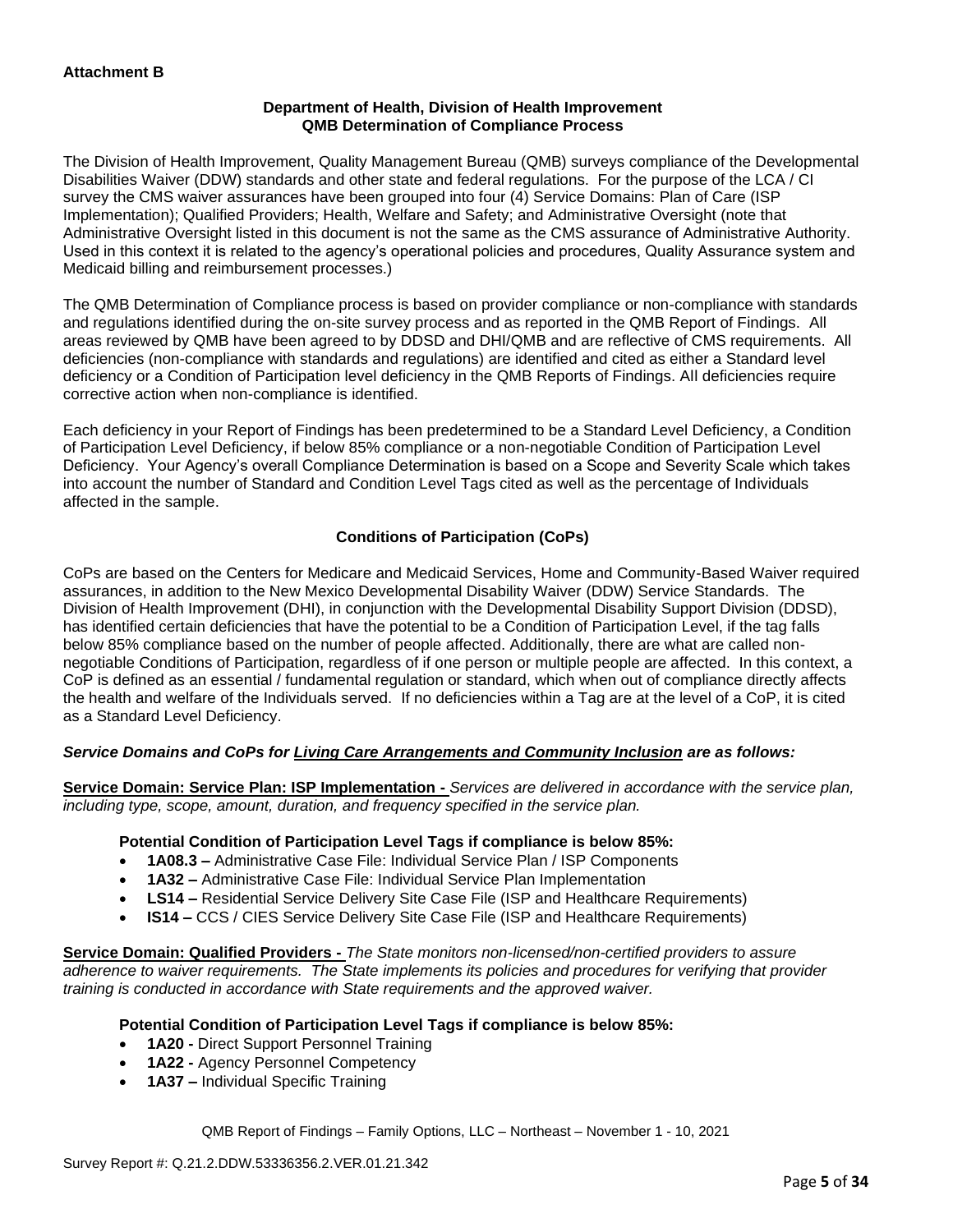**Attachment B**

**Department of Health, Division of Health Improvement**
**QMB Determination of Compliance Process**

The Division of Health Improvement, Quality Management Bureau (QMB) surveys compliance of the Developmental Disabilities Waiver (DDW) standards and other state and federal regulations. For the purpose of the LCA / CI survey the CMS waiver assurances have been grouped into four (4) Service Domains: Plan of Care (ISP Implementation); Qualified Providers; Health, Welfare and Safety; and Administrative Oversight (note that Administrative Oversight listed in this document is not the same as the CMS assurance of Administrative Authority. Used in this context it is related to the agency's operational policies and procedures, Quality Assurance system and Medicaid billing and reimbursement processes.)

The QMB Determination of Compliance process is based on provider compliance or non-compliance with standards and regulations identified during the on-site survey process and as reported in the QMB Report of Findings. All areas reviewed by QMB have been agreed to by DDSD and DHI/QMB and are reflective of CMS requirements. All deficiencies (non-compliance with standards and regulations) are identified and cited as either a Standard level deficiency or a Condition of Participation level deficiency in the QMB Reports of Findings. All deficiencies require corrective action when non-compliance is identified.

Each deficiency in your Report of Findings has been predetermined to be a Standard Level Deficiency, a Condition of Participation Level Deficiency, if below 85% compliance or a non-negotiable Condition of Participation Level Deficiency. Your Agency's overall Compliance Determination is based on a Scope and Severity Scale which takes into account the number of Standard and Condition Level Tags cited as well as the percentage of Individuals affected in the sample.

**Conditions of Participation (CoPs)**

CoPs are based on the Centers for Medicare and Medicaid Services, Home and Community-Based Waiver required assurances, in addition to the New Mexico Developmental Disability Waiver (DDW) Service Standards. The Division of Health Improvement (DHI), in conjunction with the Developmental Disability Support Division (DDSD), has identified certain deficiencies that have the potential to be a Condition of Participation Level, if the tag falls below 85% compliance based on the number of people affected. Additionally, there are what are called non-negotiable Conditions of Participation, regardless of if one person or multiple people are affected. In this context, a CoP is defined as an essential / fundamental regulation or standard, which when out of compliance directly affects the health and welfare of the Individuals served. If no deficiencies within a Tag are at the level of a CoP, it is cited as a Standard Level Deficiency.

***Service Domains and CoPs for Living Care Arrangements and Community Inclusion are as follows:***

**Service Domain: Service Plan: ISP Implementation -** *Services are delivered in accordance with the service plan, including type, scope, amount, duration, and frequency specified in the service plan.*

**Potential Condition of Participation Level Tags if compliance is below 85%:**

- **1A08.3 –** Administrative Case File: Individual Service Plan / ISP Components
- **1A32 –** Administrative Case File: Individual Service Plan Implementation
- **LS14 –** Residential Service Delivery Site Case File (ISP and Healthcare Requirements)
- **IS14 –** CCS / CIES Service Delivery Site Case File (ISP and Healthcare Requirements)

**Service Domain: Qualified Providers -** *The State monitors non-licensed/non-certified providers to assure adherence to waiver requirements. The State implements its policies and procedures for verifying that provider training is conducted in accordance with State requirements and the approved waiver.*

**Potential Condition of Participation Level Tags if compliance is below 85%:**

- **1A20 -** Direct Support Personnel Training
- **1A22 -** Agency Personnel Competency
- **1A37 –** Individual Specific Training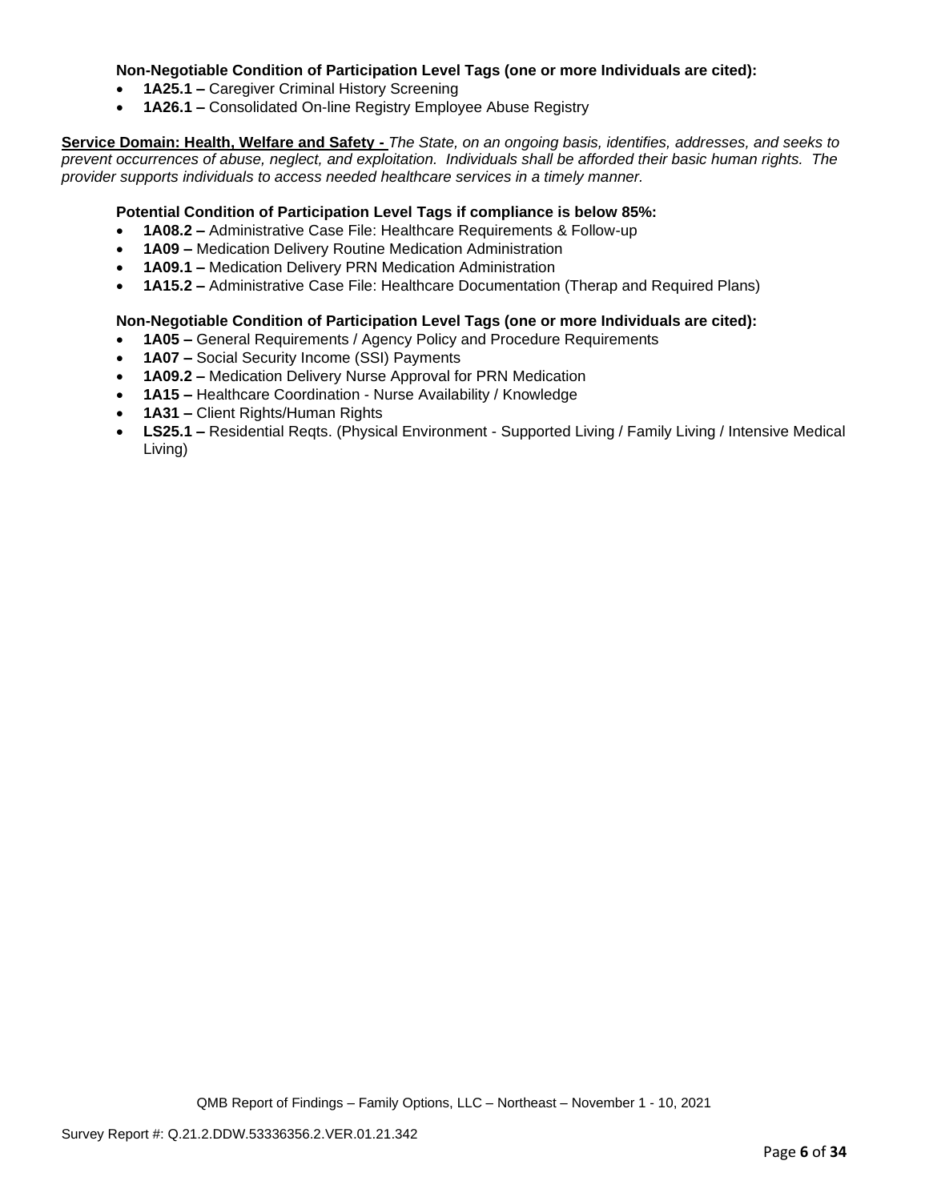**Non-Negotiable Condition of Participation Level Tags (one or more Individuals are cited):**

- **1A25.1 –** Caregiver Criminal History Screening
- **1A26.1 –** Consolidated On-line Registry Employee Abuse Registry

**Service Domain: Health, Welfare and Safety -** *The State, on an ongoing basis, identifies, addresses, and seeks to prevent occurrences of abuse, neglect, and exploitation. Individuals shall be afforded their basic human rights. The provider supports individuals to access needed healthcare services in a timely manner.*

**Potential Condition of Participation Level Tags if compliance is below 85%:**

- **1A08.2 –** Administrative Case File: Healthcare Requirements & Follow-up
- **1A09 –** Medication Delivery Routine Medication Administration
- **1A09.1 –** Medication Delivery PRN Medication Administration
- **1A15.2 –** Administrative Case File: Healthcare Documentation (Therap and Required Plans)

**Non-Negotiable Condition of Participation Level Tags (one or more Individuals are cited):**

- **1A05 –** General Requirements / Agency Policy and Procedure Requirements
- **1A07 –** Social Security Income (SSI) Payments
- **1A09.2 –** Medication Delivery Nurse Approval for PRN Medication
- **1A15 –** Healthcare Coordination - Nurse Availability / Knowledge
- **1A31 –** Client Rights/Human Rights
- **LS25.1 –** Residential Reqts. (Physical Environment - Supported Living / Family Living / Intensive Medical Living)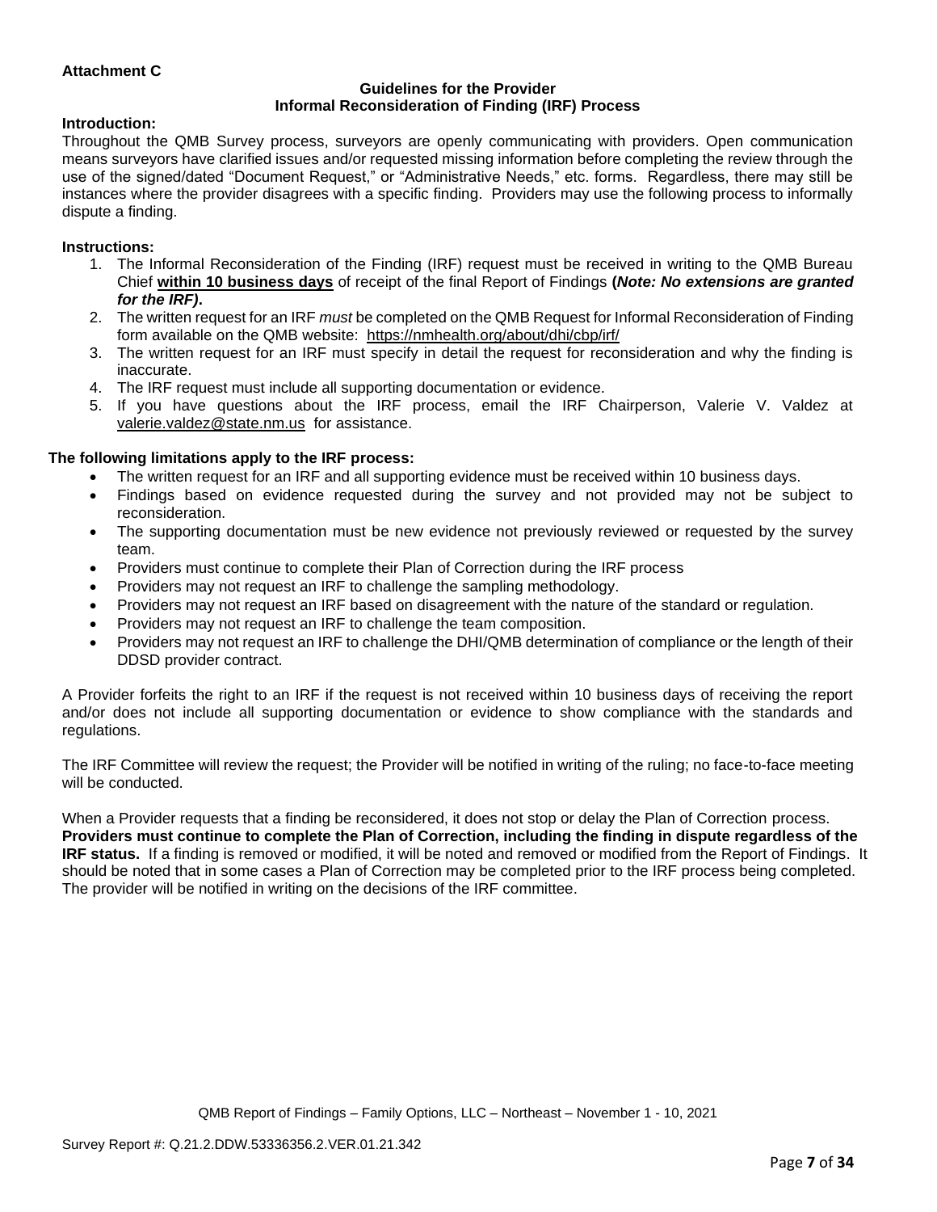**Attachment C**

**Guidelines for the Provider**
**Informal Reconsideration of Finding (IRF) Process**

**Introduction:**

Throughout the QMB Survey process, surveyors are openly communicating with providers. Open communication means surveyors have clarified issues and/or requested missing information before completing the review through the use of the signed/dated "Document Request," or "Administrative Needs," etc. forms. Regardless, there may still be instances where the provider disagrees with a specific finding. Providers may use the following process to informally dispute a finding.

**Instructions:**

1. The Informal Reconsideration of the Finding (IRF) request must be received in writing to the QMB Bureau Chief **within 10 business days** of receipt of the final Report of Findings **(*Note: No extensions are granted for the IRF)*.**
2. The written request for an IRF *must* be completed on the QMB Request for Informal Reconsideration of Finding form available on the QMB website: https://nmhealth.org/about/dhi/cbp/irf/
3. The written request for an IRF must specify in detail the request for reconsideration and why the finding is inaccurate.
4. The IRF request must include all supporting documentation or evidence.
5. If you have questions about the IRF process, email the IRF Chairperson, Valerie V. Valdez at valerie.valdez@state.nm.us for assistance.

**The following limitations apply to the IRF process:**

- The written request for an IRF and all supporting evidence must be received within 10 business days.
- Findings based on evidence requested during the survey and not provided may not be subject to reconsideration.
- The supporting documentation must be new evidence not previously reviewed or requested by the survey team.
- Providers must continue to complete their Plan of Correction during the IRF process
- Providers may not request an IRF to challenge the sampling methodology.
- Providers may not request an IRF based on disagreement with the nature of the standard or regulation.
- Providers may not request an IRF to challenge the team composition.
- Providers may not request an IRF to challenge the DHI/QMB determination of compliance or the length of their DDSD provider contract.

A Provider forfeits the right to an IRF if the request is not received within 10 business days of receiving the report and/or does not include all supporting documentation or evidence to show compliance with the standards and regulations.

The IRF Committee will review the request; the Provider will be notified in writing of the ruling; no face-to-face meeting will be conducted.

When a Provider requests that a finding be reconsidered, it does not stop or delay the Plan of Correction process. **Providers must continue to complete the Plan of Correction, including the finding in dispute regardless of the IRF status.** If a finding is removed or modified, it will be noted and removed or modified from the Report of Findings. It should be noted that in some cases a Plan of Correction may be completed prior to the IRF process being completed. The provider will be notified in writing on the decisions of the IRF committee.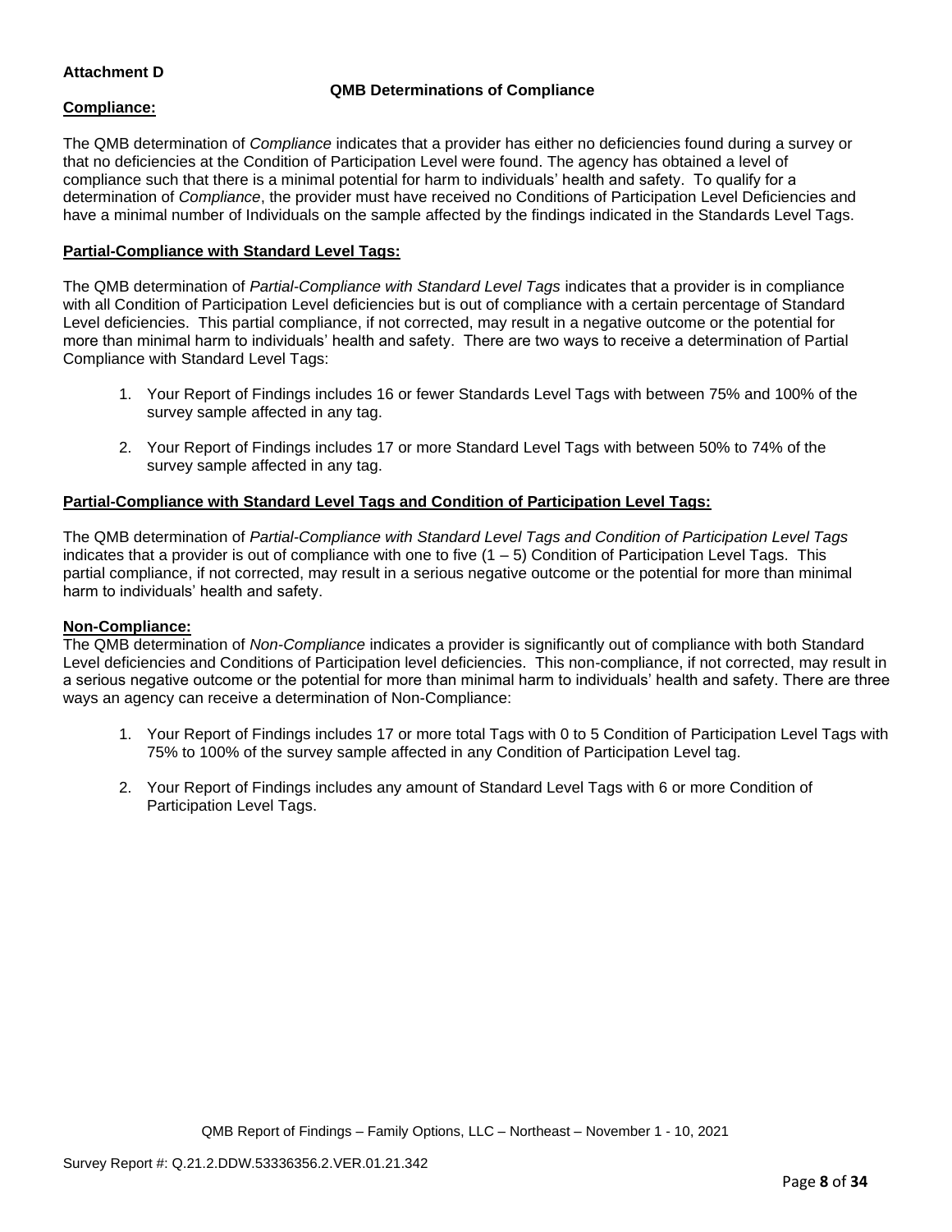**Attachment D**

**QMB Determinations of Compliance**

**Compliance:**

The QMB determination of *Compliance* indicates that a provider has either no deficiencies found during a survey or that no deficiencies at the Condition of Participation Level were found. The agency has obtained a level of compliance such that there is a minimal potential for harm to individuals' health and safety. To qualify for a determination of *Compliance*, the provider must have received no Conditions of Participation Level Deficiencies and have a minimal number of Individuals on the sample affected by the findings indicated in the Standards Level Tags.

**Partial-Compliance with Standard Level Tags:**

The QMB determination of *Partial-Compliance with Standard Level Tags* indicates that a provider is in compliance with all Condition of Participation Level deficiencies but is out of compliance with a certain percentage of Standard Level deficiencies. This partial compliance, if not corrected, may result in a negative outcome or the potential for more than minimal harm to individuals' health and safety. There are two ways to receive a determination of Partial Compliance with Standard Level Tags:

1. Your Report of Findings includes 16 or fewer Standards Level Tags with between 75% and 100% of the survey sample affected in any tag.
2. Your Report of Findings includes 17 or more Standard Level Tags with between 50% to 74% of the survey sample affected in any tag.

**Partial-Compliance with Standard Level Tags and Condition of Participation Level Tags:**

The QMB determination of *Partial-Compliance with Standard Level Tags and Condition of Participation Level Tags* indicates that a provider is out of compliance with one to five (1 – 5) Condition of Participation Level Tags. This partial compliance, if not corrected, may result in a serious negative outcome or the potential for more than minimal harm to individuals' health and safety.

**Non-Compliance:**

The QMB determination of *Non-Compliance* indicates a provider is significantly out of compliance with both Standard Level deficiencies and Conditions of Participation level deficiencies. This non-compliance, if not corrected, may result in a serious negative outcome or the potential for more than minimal harm to individuals' health and safety. There are three ways an agency can receive a determination of Non-Compliance:

1. Your Report of Findings includes 17 or more total Tags with 0 to 5 Condition of Participation Level Tags with 75% to 100% of the survey sample affected in any Condition of Participation Level tag.
2. Your Report of Findings includes any amount of Standard Level Tags with 6 or more Condition of Participation Level Tags.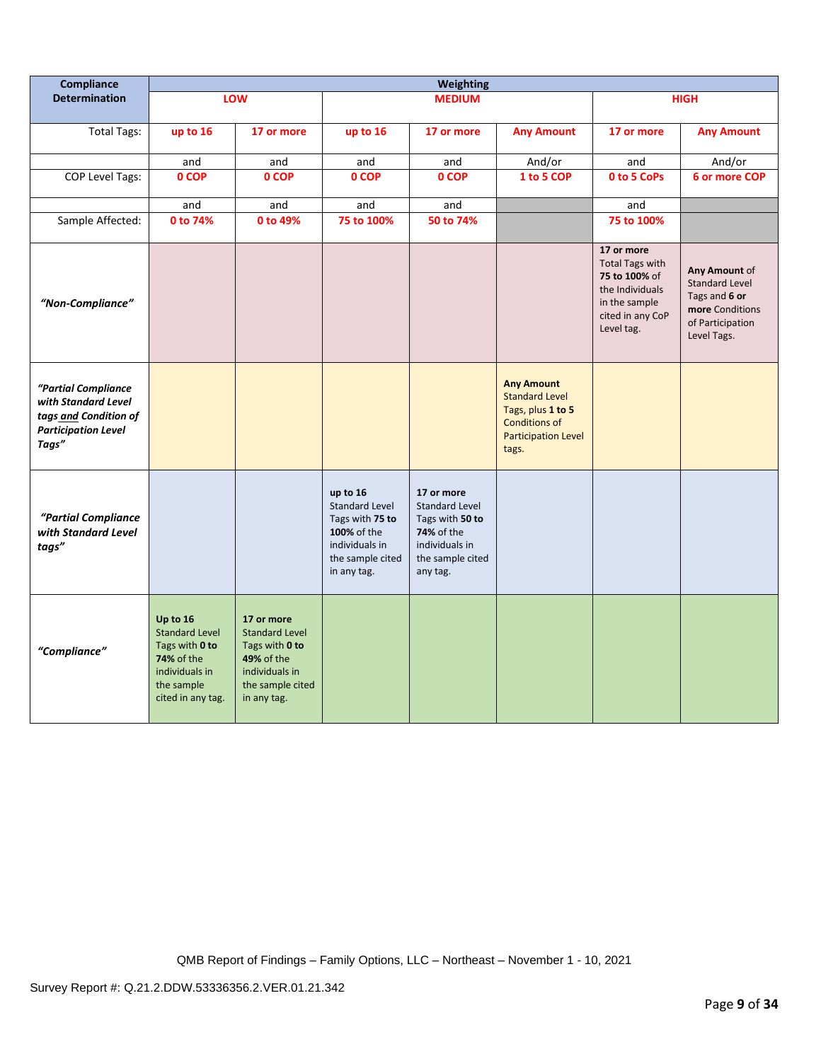| Compliance Determination | Weighting | | | | | | |
|---|---|---|---|---|---|---|---|
| | LOW | | MEDIUM | | | HIGH | |
| Total Tags: | up to 16 | 17 or more | up to 16 | 17 or more | Any Amount | 17 or more | Any Amount |
| | and | and | and | and | And/or | and | And/or |
| COP Level Tags: | 0 COP | 0 COP | 0 COP | 0 COP | 1 to 5 COP | 0 to 5 CoPs | 6 or more COP |
| | and | and | and | and | | and | |
| Sample Affected: | 0 to 74% | 0 to 49% | 75 to 100% | 50 to 74% | | 75 to 100% | |
| *"Non-Compliance"* | | | | | | **17 or more** Total Tags with **75 to 100%** of the Individuals in the sample cited in any CoP Level tag. | **Any Amount** of Standard Level Tags and **6 or more** Conditions of Participation Level Tags. |
| ***"Partial Compliance with Standard Level tags and Condition of Participation Level Tags"*** | | | | | **Any Amount** Standard Level Tags, plus **1 to 5** Conditions of Participation Level tags. | | |
| ***"Partial Compliance with Standard Level tags"*** | | | **up to 16** Standard Level Tags with **75 to 100%** of the individuals in the sample cited in any tag. | **17 or more** Standard Level Tags with **50 to 74%** of the individuals in the sample cited any tag. | | | |
| ***"Compliance"*** | **Up to 16** Standard Level Tags with **0 to 74%** of the individuals in the sample cited in any tag. | **17 or more** Standard Level Tags with **0 to 49%** of the individuals in the sample cited in any tag. | | | | | |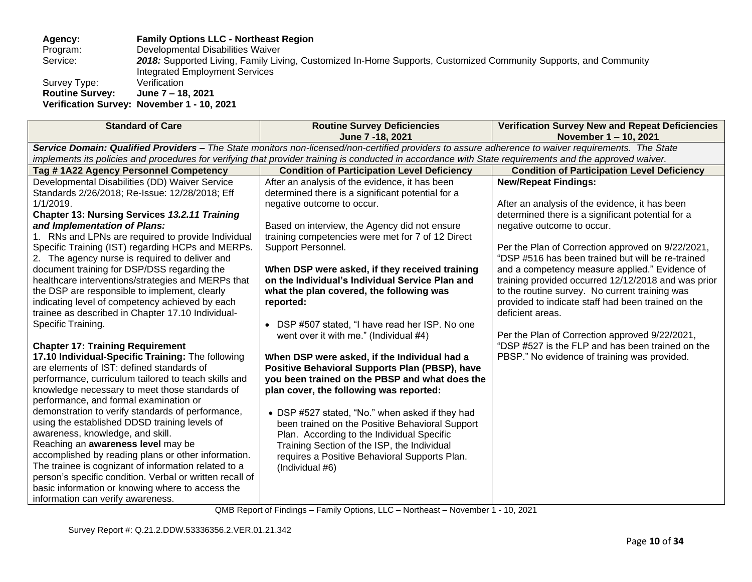**Agency:** **Family Options LLC - Northeast Region**
Program: Developmental Disabilities Waiver
Service: ***2018:*** Supported Living, Family Living, Customized In-Home Supports, Customized Community Supports, and Community Integrated Employment Services
Survey Type: Verification
**Routine Survey:** **June 7 – 18, 2021**
**Verification Survey:** **November 1 - 10, 2021**

| Standard of Care | Routine Survey Deficiencies June 7 -18, 2021 | Verification Survey New and Repeat Deficiencies November 1 – 10, 2021 |
|---|---|---|
| ***Service Domain: Qualified Providers –*** *The State monitors non-licensed/non-certified providers to assure adherence to waiver requirements. The State implements its policies and procedures for verifying that provider training is conducted in accordance with State requirements and the approved waiver.* | | |
| **Tag # 1A22 Agency Personnel Competency** | **Condition of Participation Level Deficiency** | **Condition of Participation Level Deficiency** |
| Developmental Disabilities (DD) Waiver Service Standards 2/26/2018; Re-Issue: 12/28/2018; Eff 1/1/2019.<br>**Chapter 13: Nursing Services *13.2.11 Training and Implementation of Plans:***<br>1. RNs and LPNs are required to provide Individual Specific Training (IST) regarding HCPs and MERPs.<br>2. The agency nurse is required to deliver and document training for DSP/DSS regarding the healthcare interventions/strategies and MERPs that the DSP are responsible to implement, clearly indicating level of competency achieved by each trainee as described in Chapter 17.10 Individual-Specific Training.<br><br>**Chapter 17: Training Requirement**<br>**17.10 Individual-Specific Training:** The following are elements of IST: defined standards of performance, curriculum tailored to teach skills and knowledge necessary to meet those standards of performance, and formal examination or demonstration to verify standards of performance, using the established DDSD training levels of awareness, knowledge, and skill.<br>Reaching an **awareness level** may be accomplished by reading plans or other information. The trainee is cognizant of information related to a person's specific condition. Verbal or written recall of basic information or knowing where to access the information can verify awareness. | After an analysis of the evidence, it has been determined there is a significant potential for a negative outcome to occur.<br><br>Based on interview, the Agency did not ensure training competencies were met for 7 of 12 Direct Support Personnel.<br><br>**When DSP were asked, if they received training on the Individual's Individual Service Plan and what the plan covered, the following was reported:**<br><br>• DSP #507 stated, "I have read her ISP. No one went over it with me." (Individual #4)<br><br>**When DSP were asked, if the Individual had a Positive Behavioral Supports Plan (PBSP), have you been trained on the PBSP and what does the plan cover, the following was reported:**<br><br>• DSP #527 stated, "No." when asked if they had been trained on the Positive Behavioral Support Plan. According to the Individual Specific Training Section of the ISP, the Individual requires a Positive Behavioral Supports Plan. (Individual #6) | **New/Repeat Findings:**<br><br>After an analysis of the evidence, it has been determined there is a significant potential for a negative outcome to occur.<br><br>Per the Plan of Correction approved on 9/22/2021, "DSP #516 has been trained but will be re-trained and a competency measure applied." Evidence of training provided occurred 12/12/2018 and was prior to the routine survey. No current training was provided to indicate staff had been trained on the deficient areas.<br><br>Per the Plan of Correction approved 9/22/2021, "DSP #527 is the FLP and has been trained on the PBSP." No evidence of training was provided. |

QMB Report of Findings – Family Options, LLC – Northeast – November 1 - 10, 2021

Survey Report #: Q.21.2.DDW.53336356.2.VER.01.21.342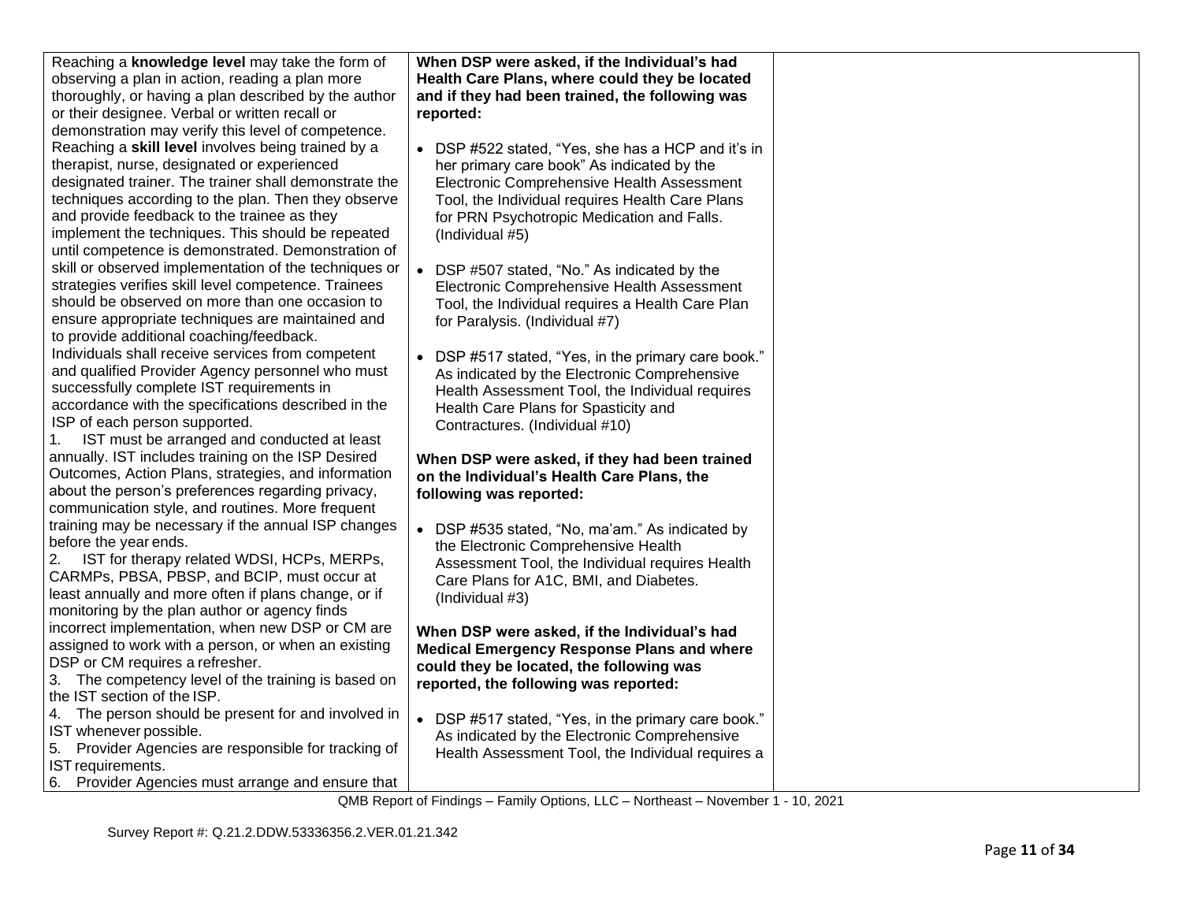| | | |
|---|---|---|
| Reaching a **knowledge level** may take the form of observing a plan in action, reading a plan more thoroughly, or having a plan described by the author or their designee. Verbal or written recall or demonstration may verify this level of competence.<br>Reaching a **skill level** involves being trained by a therapist, nurse, designated or experienced designated trainer. The trainer shall demonstrate the techniques according to the plan. Then they observe and provide feedback to the trainee as they implement the techniques. This should be repeated until competence is demonstrated. Demonstration of skill or observed implementation of the techniques or strategies verifies skill level competence. Trainees should be observed on more than one occasion to ensure appropriate techniques are maintained and to provide additional coaching/feedback.<br>Individuals shall receive services from competent and qualified Provider Agency personnel who must successfully complete IST requirements in accordance with the specifications described in the ISP of each person supported.<br>1. IST must be arranged and conducted at least annually. IST includes training on the ISP Desired Outcomes, Action Plans, strategies, and information about the person's preferences regarding privacy, communication style, and routines. More frequent training may be necessary if the annual ISP changes before the year ends.<br>2. IST for therapy related WDSI, HCPs, MERPs, CARMPs, PBSA, PBSP, and BCIP, must occur at least annually and more often if plans change, or if monitoring by the plan author or agency finds incorrect implementation, when new DSP or CM are assigned to work with a person, or when an existing DSP or CM requires a refresher.<br>3. The competency level of the training is based on the IST section of the ISP.<br>4. The person should be present for and involved in IST whenever possible.<br>5. Provider Agencies are responsible for tracking of IST requirements.<br>6. Provider Agencies must arrange and ensure that | **When DSP were asked, if the Individual's had Health Care Plans, where could they be located and if they had been trained, the following was reported:**<br><br>• DSP #522 stated, "Yes, she has a HCP and it's in her primary care book" As indicated by the Electronic Comprehensive Health Assessment Tool, the Individual requires Health Care Plans for PRN Psychotropic Medication and Falls. (Individual #5)<br><br>• DSP #507 stated, "No." As indicated by the Electronic Comprehensive Health Assessment Tool, the Individual requires a Health Care Plan for Paralysis. (Individual #7)<br><br>• DSP #517 stated, "Yes, in the primary care book." As indicated by the Electronic Comprehensive Health Assessment Tool, the Individual requires Health Care Plans for Spasticity and Contractures. (Individual #10)<br><br>**When DSP were asked, if they had been trained on the Individual's Health Care Plans, the following was reported:**<br><br>• DSP #535 stated, "No, ma'am." As indicated by the Electronic Comprehensive Health Assessment Tool, the Individual requires Health Care Plans for A1C, BMI, and Diabetes. (Individual #3)<br><br>**When DSP were asked, if the Individual's had Medical Emergency Response Plans and where could they be located, the following was reported, the following was reported:**<br><br>• DSP #517 stated, "Yes, in the primary care book." As indicated by the Electronic Comprehensive Health Assessment Tool, the Individual requires a | |

QMB Report of Findings – Family Options, LLC – Northeast – November 1 - 10, 2021

Survey Report #: Q.21.2.DDW.53336356.2.VER.01.21.342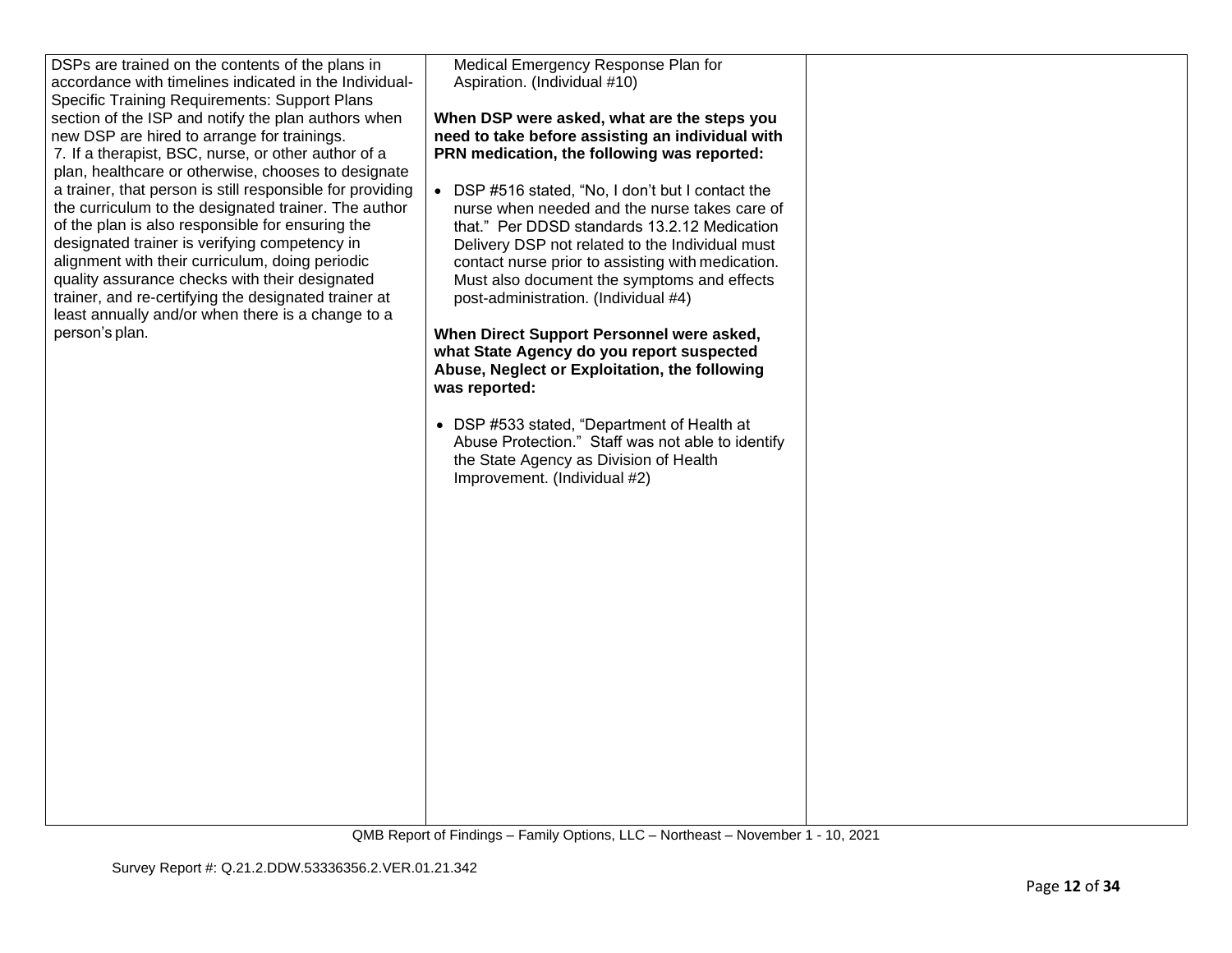| | | |
|---|---|---|
| DSPs are trained on the contents of the plans in accordance with timelines indicated in the Individual-Specific Training Requirements: Support Plans section of the ISP and notify the plan authors when new DSP are hired to arrange for trainings.<br>7. If a therapist, BSC, nurse, or other author of a plan, healthcare or otherwise, chooses to designate a trainer, that person is still responsible for providing the curriculum to the designated trainer. The author of the plan is also responsible for ensuring the designated trainer is verifying competency in alignment with their curriculum, doing periodic quality assurance checks with their designated trainer, and re-certifying the designated trainer at least annually and/or when there is a change to a person's plan. | Medical Emergency Response Plan for Aspiration. (Individual #10)<br><br>**When DSP were asked, what are the steps you need to take before assisting an individual with PRN medication, the following was reported:**<br><br>• DSP #516 stated, "No, I don't but I contact the nurse when needed and the nurse takes care of that." Per DDSD standards 13.2.12 Medication Delivery DSP not related to the Individual must contact nurse prior to assisting with medication. Must also document the symptoms and effects post-administration. (Individual #4)<br><br>**When Direct Support Personnel were asked, what State Agency do you report suspected Abuse, Neglect or Exploitation, the following was reported:**<br><br>• DSP #533 stated, "Department of Health at Abuse Protection." Staff was not able to identify the State Agency as Division of Health Improvement. (Individual #2) | |

QMB Report of Findings – Family Options, LLC – Northeast – November 1 - 10, 2021

Survey Report #: Q.21.2.DDW.53336356.2.VER.01.21.342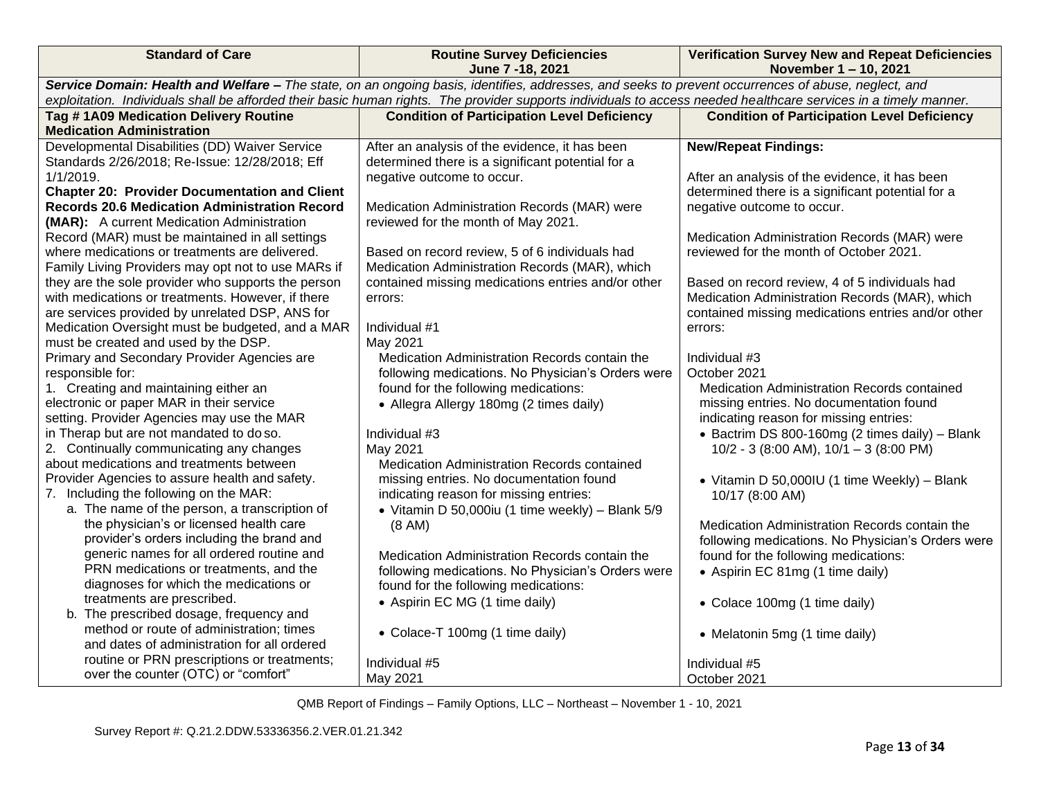| Standard of Care | Routine Survey Deficiencies June 7 -18, 2021 | Verification Survey New and Repeat Deficiencies November 1 – 10, 2021 |
|---|---|---|
| ***Service Domain: Health and Welfare –*** *The state, on an ongoing basis, identifies, addresses, and seeks to prevent occurrences of abuse, neglect, and exploitation. Individuals shall be afforded their basic human rights. The provider supports individuals to access needed healthcare services in a timely manner.* | | |
| **Tag # 1A09 Medication Delivery Routine Medication Administration** | **Condition of Participation Level Deficiency** | **Condition of Participation Level Deficiency** |
| Developmental Disabilities (DD) Waiver Service Standards 2/26/2018; Re-Issue: 12/28/2018; Eff 1/1/2019.<br>**Chapter 20: Provider Documentation and Client Records 20.6 Medication Administration Record (MAR):** A current Medication Administration Record (MAR) must be maintained in all settings where medications or treatments are delivered. Family Living Providers may opt not to use MARs if they are the sole provider who supports the person with medications or treatments. However, if there are services provided by unrelated DSP, ANS for Medication Oversight must be budgeted, and a MAR must be created and used by the DSP.<br>Primary and Secondary Provider Agencies are responsible for:<br>1. Creating and maintaining either an electronic or paper MAR in their service setting. Provider Agencies may use the MAR in Therap but are not mandated to do so.<br>2. Continually communicating any changes about medications and treatments between Provider Agencies to assure health and safety.<br>7. Including the following on the MAR:<br>a. The name of the person, a transcription of the physician's or licensed health care provider's orders including the brand and generic names for all ordered routine and PRN medications or treatments, and the diagnoses for which the medications or treatments are prescribed.<br>b. The prescribed dosage, frequency and method or route of administration; times and dates of administration for all ordered routine or PRN prescriptions or treatments; over the counter (OTC) or "comfort" | After an analysis of the evidence, it has been determined there is a significant potential for a negative outcome to occur.<br><br>Medication Administration Records (MAR) were reviewed for the month of May 2021.<br><br>Based on record review, 5 of 6 individuals had Medication Administration Records (MAR), which contained missing medications entries and/or other errors:<br><br>Individual #1<br>May 2021<br>Medication Administration Records contain the following medications. No Physician's Orders were found for the following medications:<br>• Allegra Allergy 180mg (2 times daily)<br><br>Individual #3<br>May 2021<br>Medication Administration Records contained missing entries. No documentation found indicating reason for missing entries:<br>• Vitamin D 50,000iu (1 time weekly) – Blank 5/9 (8 AM)<br><br>Medication Administration Records contain the following medications. No Physician's Orders were found for the following medications:<br>• Aspirin EC MG (1 time daily)<br><br>• Colace-T 100mg (1 time daily)<br><br>Individual #5<br>May 2021 | **New/Repeat Findings:**<br><br>After an analysis of the evidence, it has been determined there is a significant potential for a negative outcome to occur.<br><br>Medication Administration Records (MAR) were reviewed for the month of October 2021.<br><br>Based on record review, 4 of 5 individuals had Medication Administration Records (MAR), which contained missing medications entries and/or other errors:<br><br>Individual #3<br>October 2021<br>Medication Administration Records contained missing entries. No documentation found indicating reason for missing entries:<br>• Bactrim DS 800-160mg (2 times daily) – Blank 10/2 - 3 (8:00 AM), 10/1 – 3 (8:00 PM)<br><br>• Vitamin D 50,000IU (1 time Weekly) – Blank 10/17 (8:00 AM)<br><br>Medication Administration Records contain the following medications. No Physician's Orders were found for the following medications:<br>• Aspirin EC 81mg (1 time daily)<br><br>• Colace 100mg (1 time daily)<br><br>• Melatonin 5mg (1 time daily)<br><br>Individual #5<br>October 2021 |

QMB Report of Findings – Family Options, LLC – Northeast – November 1 - 10, 2021

Survey Report #: Q.21.2.DDW.53336356.2.VER.01.21.342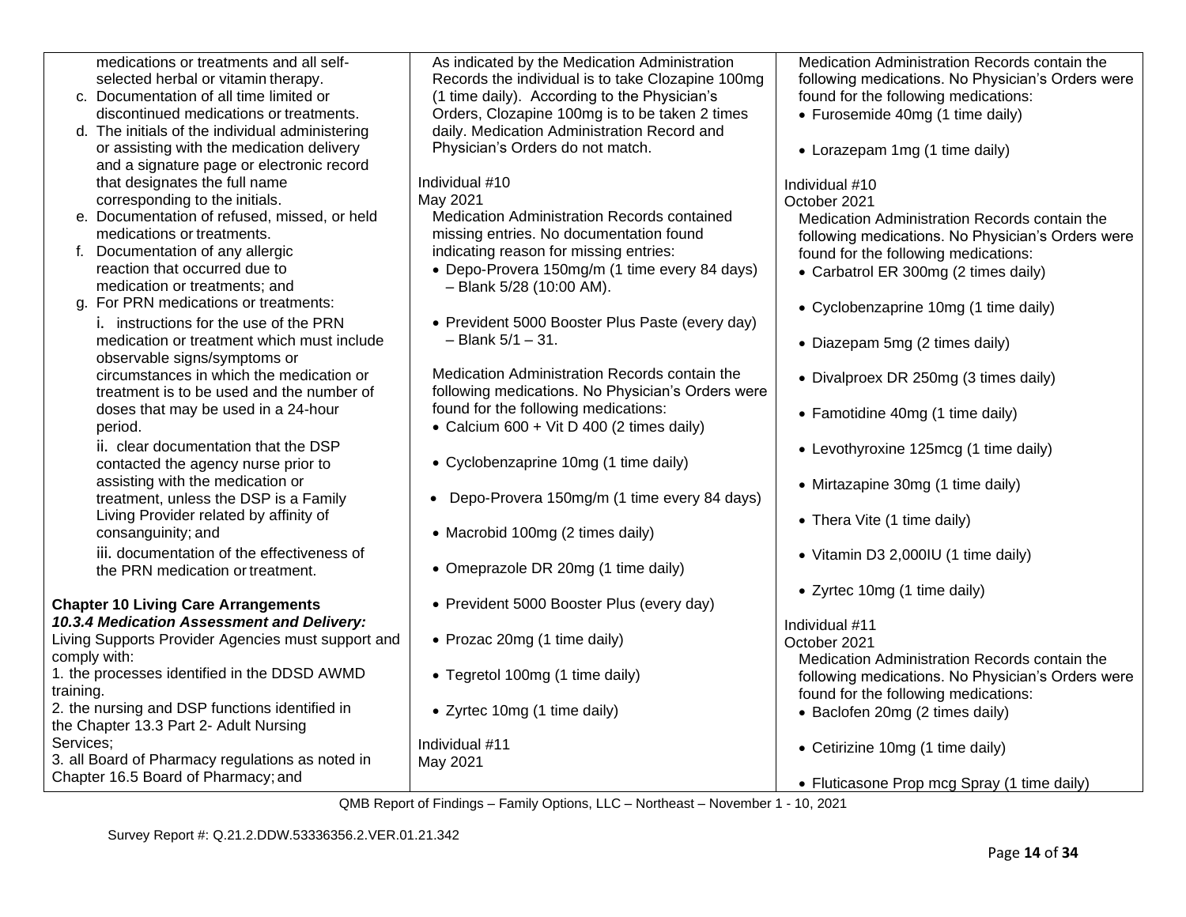| | | |
|---|---|---|
| medications or treatments and all self-selected herbal or vitamin therapy.<br>c. Documentation of all time limited or discontinued medications or treatments.<br>d. The initials of the individual administering or assisting with the medication delivery and a signature page or electronic record that designates the full name corresponding to the initials.<br>e. Documentation of refused, missed, or held medications or treatments.<br>f. Documentation of any allergic reaction that occurred due to medication or treatments; and<br>g. For PRN medications or treatments:<br>i. instructions for the use of the PRN medication or treatment which must include observable signs/symptoms or circumstances in which the medication or treatment is to be used and the number of doses that may be used in a 24-hour period.<br>ii. clear documentation that the DSP contacted the agency nurse prior to assisting with the medication or treatment, unless the DSP is a Family Living Provider related by affinity of consanguinity; and<br>iii. documentation of the effectiveness of the PRN medication or treatment.<br><br>**Chapter 10 Living Care Arrangements**<br>***10.3.4 Medication Assessment and Delivery:***<br>Living Supports Provider Agencies must support and comply with:<br>1. the processes identified in the DDSD AWMD training.<br>2. the nursing and DSP functions identified in the Chapter 13.3 Part 2- Adult Nursing Services;<br>3. all Board of Pharmacy regulations as noted in Chapter 16.5 Board of Pharmacy; and | As indicated by the Medication Administration Records the individual is to take Clozapine 100mg (1 time daily). According to the Physician's Orders, Clozapine 100mg is to be taken 2 times daily. Medication Administration Record and Physician's Orders do not match.<br><br>Individual #10<br>May 2021<br>Medication Administration Records contained missing entries. No documentation found indicating reason for missing entries:<br>• Depo-Provera 150mg/m (1 time every 84 days) – Blank 5/28 (10:00 AM).<br>• Prevident 5000 Booster Plus Paste (every day) – Blank 5/1 – 31.<br><br>Medication Administration Records contain the following medications. No Physician's Orders were found for the following medications:<br>• Calcium 600 + Vit D 400 (2 times daily)<br>• Cyclobenzaprine 10mg (1 time daily)<br>• Depo-Provera 150mg/m (1 time every 84 days)<br>• Macrobid 100mg (2 times daily)<br>• Omeprazole DR 20mg (1 time daily)<br>• Prevident 5000 Booster Plus (every day)<br>• Prozac 20mg (1 time daily)<br>• Tegretol 100mg (1 time daily)<br>• Zyrtec 10mg (1 time daily)<br><br>Individual #11<br>May 2021 | Medication Administration Records contain the following medications. No Physician's Orders were found for the following medications:<br>• Furosemide 40mg (1 time daily)<br>• Lorazepam 1mg (1 time daily)<br><br>Individual #10<br>October 2021<br>Medication Administration Records contain the following medications. No Physician's Orders were found for the following medications:<br>• Carbatrol ER 300mg (2 times daily)<br>• Cyclobenzaprine 10mg (1 time daily)<br>• Diazepam 5mg (2 times daily)<br>• Divalproex DR 250mg (3 times daily)<br>• Famotidine 40mg (1 time daily)<br>• Levothyroxine 125mcg (1 time daily)<br>• Mirtazapine 30mg (1 time daily)<br>• Thera Vite (1 time daily)<br>• Vitamin D3 2,000IU (1 time daily)<br>• Zyrtec 10mg (1 time daily)<br><br>Individual #11<br>October 2021<br>Medication Administration Records contain the following medications. No Physician's Orders were found for the following medications:<br>• Baclofen 20mg (2 times daily)<br>• Cetirizine 10mg (1 time daily)<br>• Fluticasone Prop mcg Spray (1 time daily) |

QMB Report of Findings – Family Options, LLC – Northeast – November 1 - 10, 2021

Survey Report #: Q.21.2.DDW.53336356.2.VER.01.21.342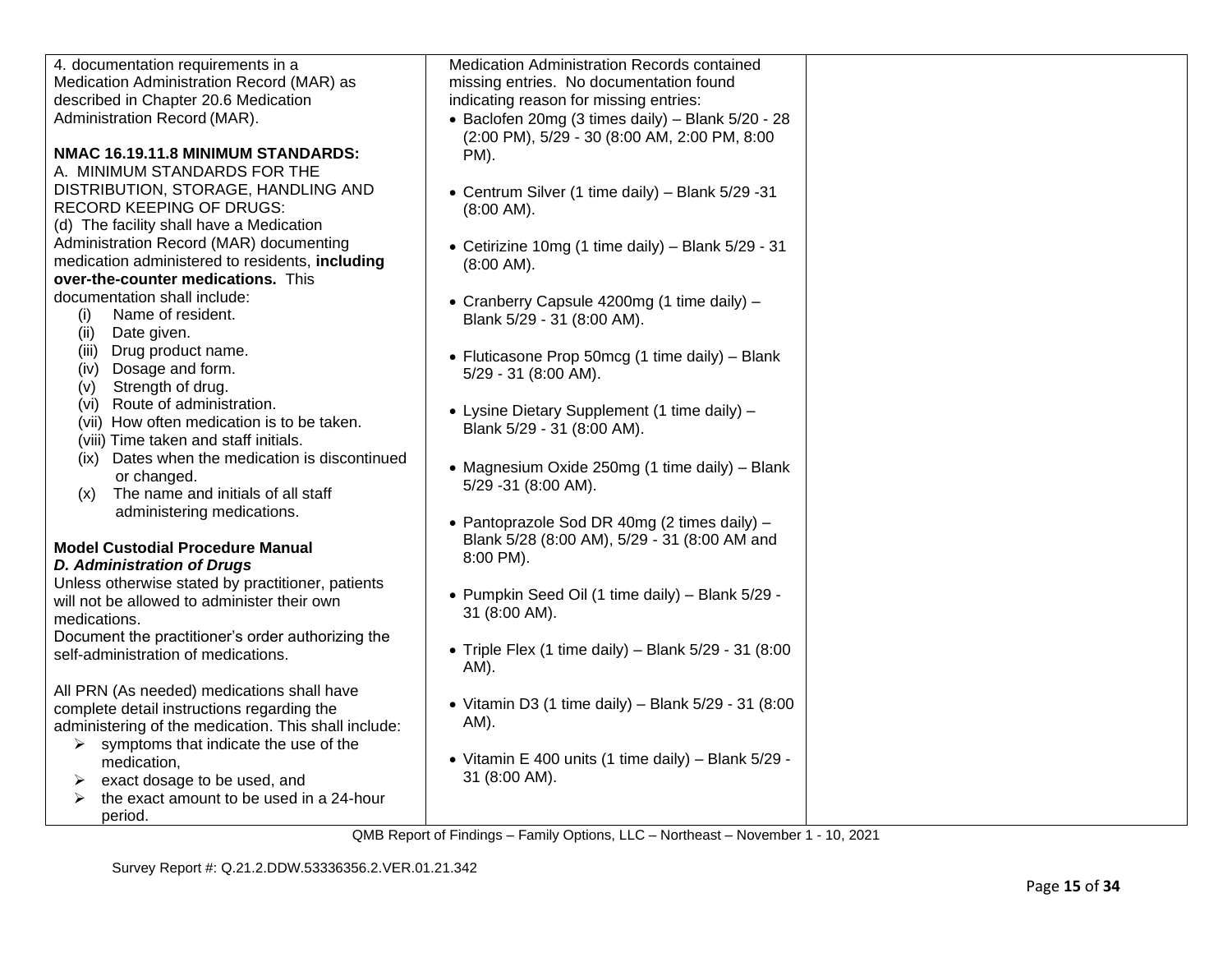| | | |
|---|---|---|
| 4. documentation requirements in a Medication Administration Record (MAR) as described in Chapter 20.6 Medication Administration Record (MAR).<br><br>**NMAC 16.19.11.8 MINIMUM STANDARDS:**<br>A. MINIMUM STANDARDS FOR THE DISTRIBUTION, STORAGE, HANDLING AND RECORD KEEPING OF DRUGS:<br>(d) The facility shall have a Medication Administration Record (MAR) documenting medication administered to residents, **including over-the-counter medications.** This documentation shall include:<br>(i) Name of resident.<br>(ii) Date given.<br>(iii) Drug product name.<br>(iv) Dosage and form.<br>(v) Strength of drug.<br>(vi) Route of administration.<br>(vii) How often medication is to be taken.<br>(viii) Time taken and staff initials.<br>(ix) Dates when the medication is discontinued or changed.<br>(x) The name and initials of all staff administering medications.<br><br>**Model Custodial Procedure Manual**<br>***D. Administration of Drugs***<br>Unless otherwise stated by practitioner, patients will not be allowed to administer their own medications.<br>Document the practitioner's order authorizing the self-administration of medications.<br><br>All PRN (As needed) medications shall have complete detail instructions regarding the administering of the medication. This shall include:<br>➢ symptoms that indicate the use of the medication,<br>➢ exact dosage to be used, and<br>➢ the exact amount to be used in a 24-hour period. | Medication Administration Records contained missing entries. No documentation found indicating reason for missing entries:<br>• Baclofen 20mg (3 times daily) – Blank 5/20 - 28 (2:00 PM), 5/29 - 30 (8:00 AM, 2:00 PM, 8:00 PM).<br><br>• Centrum Silver (1 time daily) – Blank 5/29 -31 (8:00 AM).<br><br>• Cetirizine 10mg (1 time daily) – Blank 5/29 - 31 (8:00 AM).<br><br>• Cranberry Capsule 4200mg (1 time daily) – Blank 5/29 - 31 (8:00 AM).<br><br>• Fluticasone Prop 50mcg (1 time daily) – Blank 5/29 - 31 (8:00 AM).<br><br>• Lysine Dietary Supplement (1 time daily) – Blank 5/29 - 31 (8:00 AM).<br><br>• Magnesium Oxide 250mg (1 time daily) – Blank 5/29 -31 (8:00 AM).<br><br>• Pantoprazole Sod DR 40mg (2 times daily) – Blank 5/28 (8:00 AM), 5/29 - 31 (8:00 AM and 8:00 PM).<br><br>• Pumpkin Seed Oil (1 time daily) – Blank 5/29 - 31 (8:00 AM).<br><br>• Triple Flex (1 time daily) – Blank 5/29 - 31 (8:00 AM).<br><br>• Vitamin D3 (1 time daily) – Blank 5/29 - 31 (8:00 AM).<br><br>• Vitamin E 400 units (1 time daily) – Blank 5/29 - 31 (8:00 AM). | |

QMB Report of Findings – Family Options, LLC – Northeast – November 1 - 10, 2021

Survey Report #: Q.21.2.DDW.53336356.2.VER.01.21.342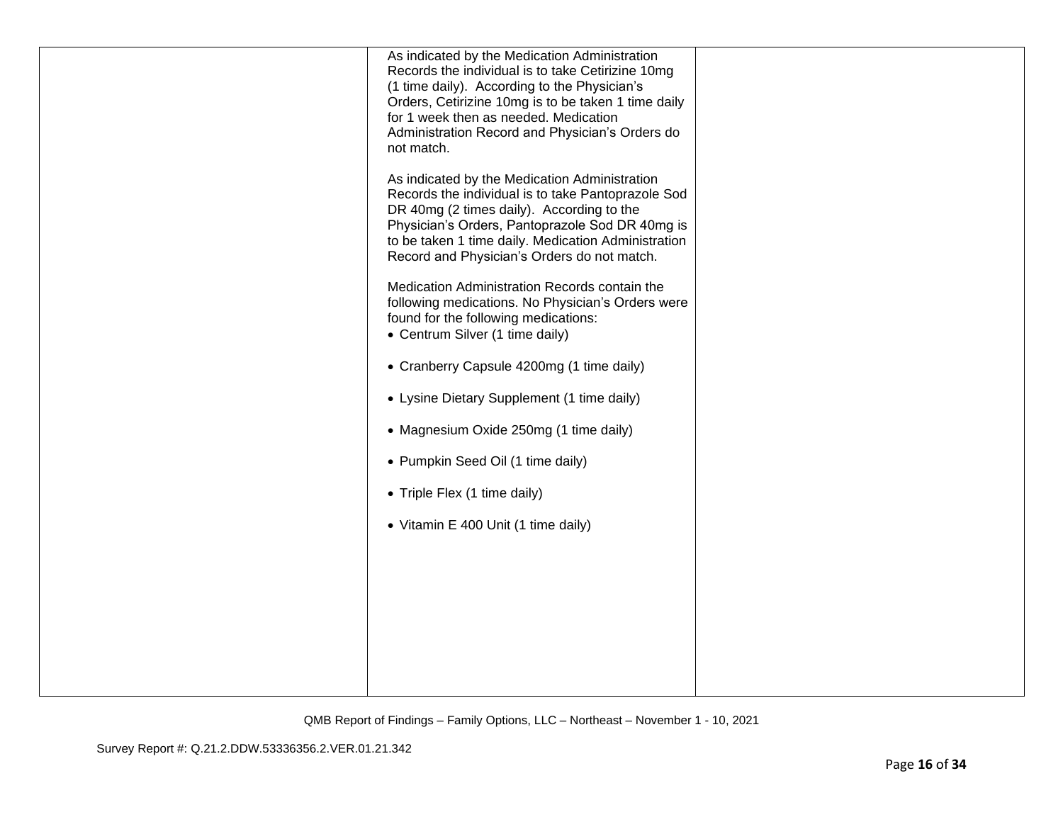| | | |
|---|---|---|
| | As indicated by the Medication Administration Records the individual is to take Cetirizine 10mg (1 time daily). According to the Physician's Orders, Cetirizine 10mg is to be taken 1 time daily for 1 week then as needed. Medication Administration Record and Physician's Orders do not match.<br><br>As indicated by the Medication Administration Records the individual is to take Pantoprazole Sod DR 40mg (2 times daily). According to the Physician's Orders, Pantoprazole Sod DR 40mg is to be taken 1 time daily. Medication Administration Record and Physician's Orders do not match.<br><br>Medication Administration Records contain the following medications. No Physician's Orders were found for the following medications:<br>• Centrum Silver (1 time daily)<br><br>• Cranberry Capsule 4200mg (1 time daily)<br><br>• Lysine Dietary Supplement (1 time daily)<br><br>• Magnesium Oxide 250mg (1 time daily)<br><br>• Pumpkin Seed Oil (1 time daily)<br><br>• Triple Flex (1 time daily)<br><br>• Vitamin E 400 Unit (1 time daily) | |

QMB Report of Findings – Family Options, LLC – Northeast – November 1 - 10, 2021

Survey Report #: Q.21.2.DDW.53336356.2.VER.01.21.342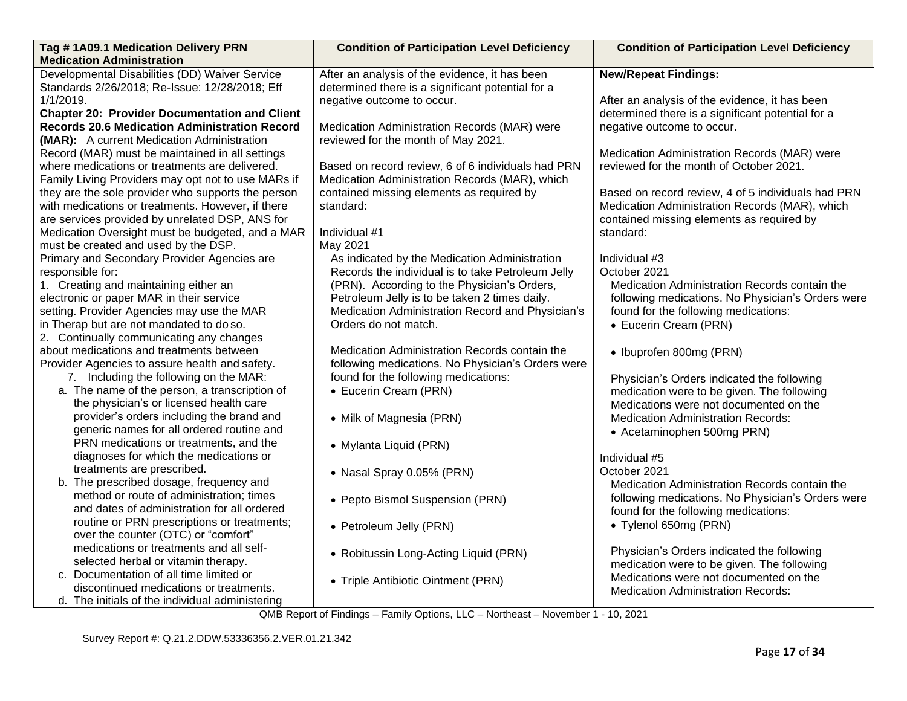| Tag # 1A09.1 Medication Delivery PRN Medication Administration | Condition of Participation Level Deficiency | Condition of Participation Level Deficiency |
|---|---|---|
| Developmental Disabilities (DD) Waiver Service Standards 2/26/2018; Re-Issue: 12/28/2018; Eff 1/1/2019.<br>**Chapter 20: Provider Documentation and Client Records 20.6 Medication Administration Record (MAR):** A current Medication Administration Record (MAR) must be maintained in all settings where medications or treatments are delivered. Family Living Providers may opt not to use MARs if they are the sole provider who supports the person with medications or treatments. However, if there are services provided by unrelated DSP, ANS for Medication Oversight must be budgeted, and a MAR must be created and used by the DSP.<br>Primary and Secondary Provider Agencies are responsible for:<br>1. Creating and maintaining either an electronic or paper MAR in their service setting. Provider Agencies may use the MAR in Therap but are not mandated to do so.<br>2. Continually communicating any changes about medications and treatments between Provider Agencies to assure health and safety.<br>7. Including the following on the MAR:<br>a. The name of the person, a transcription of the physician's or licensed health care provider's orders including the brand and generic names for all ordered routine and PRN medications or treatments, and the diagnoses for which the medications or treatments are prescribed.<br>b. The prescribed dosage, frequency and method or route of administration; times and dates of administration for all ordered routine or PRN prescriptions or treatments; over the counter (OTC) or "comfort" medications or treatments and all self-selected herbal or vitamin therapy.<br>c. Documentation of all time limited or discontinued medications or treatments.<br>d. The initials of the individual administering | After an analysis of the evidence, it has been determined there is a significant potential for a negative outcome to occur.<br><br>Medication Administration Records (MAR) were reviewed for the month of May 2021.<br><br>Based on record review, 6 of 6 individuals had PRN Medication Administration Records (MAR), which contained missing elements as required by standard:<br><br>Individual #1<br>May 2021<br>As indicated by the Medication Administration Records the individual is to take Petroleum Jelly (PRN). According to the Physician's Orders, Petroleum Jelly is to be taken 2 times daily. Medication Administration Record and Physician's Orders do not match.<br><br>Medication Administration Records contain the following medications. No Physician's Orders were found for the following medications:<br>• Eucerin Cream (PRN)<br><br>• Milk of Magnesia (PRN)<br><br>• Mylanta Liquid (PRN)<br><br>• Nasal Spray 0.05% (PRN)<br><br>• Pepto Bismol Suspension (PRN)<br><br>• Petroleum Jelly (PRN)<br><br>• Robitussin Long-Acting Liquid (PRN)<br><br>• Triple Antibiotic Ointment (PRN) | **New/Repeat Findings:**<br><br>After an analysis of the evidence, it has been determined there is a significant potential for a negative outcome to occur.<br><br>Medication Administration Records (MAR) were reviewed for the month of October 2021.<br><br>Based on record review, 4 of 5 individuals had PRN Medication Administration Records (MAR), which contained missing elements as required by standard:<br><br>Individual #3<br>October 2021<br>Medication Administration Records contain the following medications. No Physician's Orders were found for the following medications:<br>• Eucerin Cream (PRN)<br><br>• Ibuprofen 800mg (PRN)<br><br>Physician's Orders indicated the following medication were to be given. The following Medications were not documented on the Medication Administration Records:<br>• Acetaminophen 500mg PRN)<br><br>Individual #5<br>October 2021<br>Medication Administration Records contain the following medications. No Physician's Orders were found for the following medications:<br>• Tylenol 650mg (PRN)<br><br>Physician's Orders indicated the following medication were to be given. The following Medications were not documented on the Medication Administration Records: |

QMB Report of Findings – Family Options, LLC – Northeast – November 1 - 10, 2021

Survey Report #: Q.21.2.DDW.53336356.2.VER.01.21.342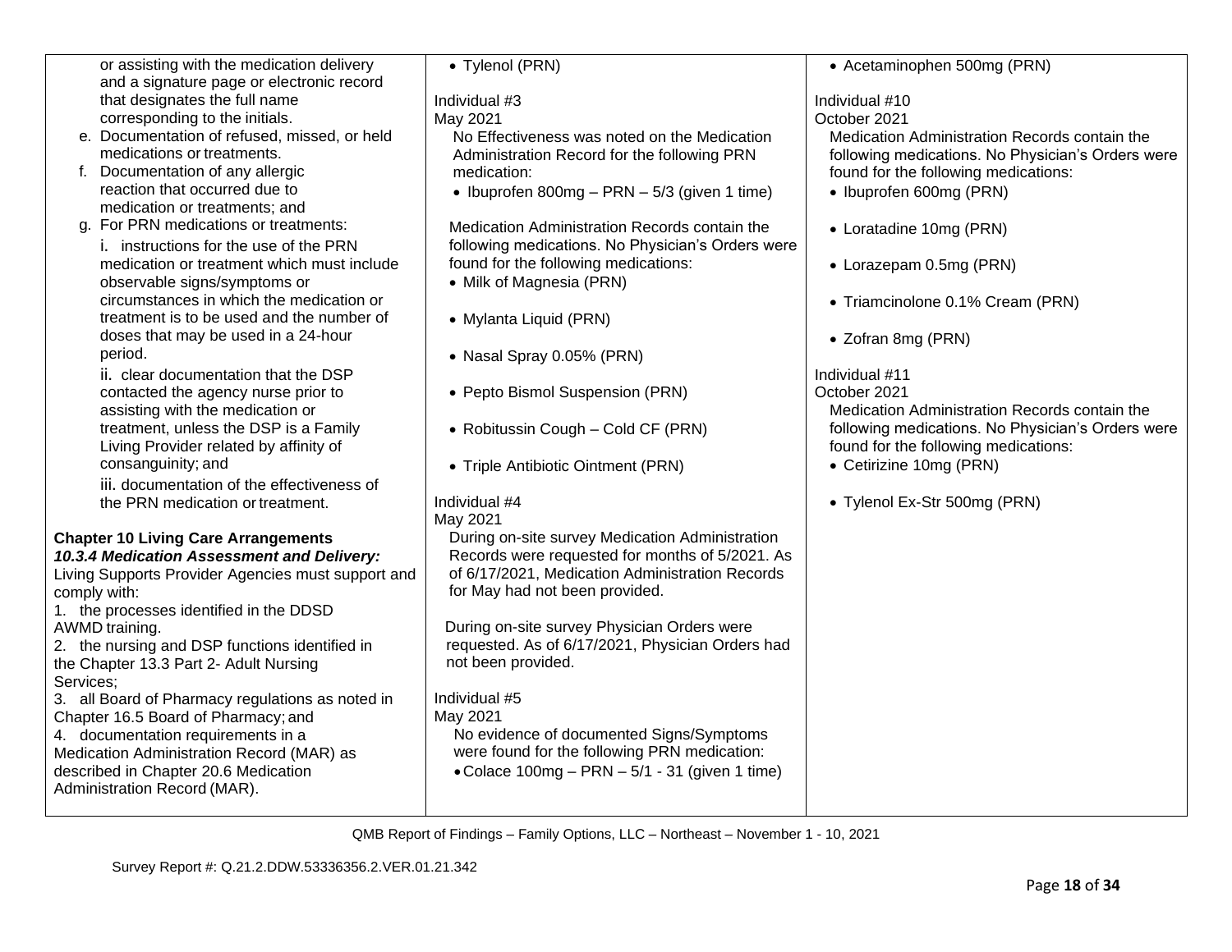| | | |
|---|---|---|
| or assisting with the medication delivery and a signature page or electronic record that designates the full name corresponding to the initials.<br>e. Documentation of refused, missed, or held medications or treatments.<br>f. Documentation of any allergic reaction that occurred due to medication or treatments; and<br>g. For PRN medications or treatments:<br>i. instructions for the use of the PRN medication or treatment which must include observable signs/symptoms or circumstances in which the medication or treatment is to be used and the number of doses that may be used in a 24-hour period.<br>ii. clear documentation that the DSP contacted the agency nurse prior to assisting with the medication or treatment, unless the DSP is a Family Living Provider related by affinity of consanguinity; and<br>iii. documentation of the effectiveness of the PRN medication or treatment.<br><br>**Chapter 10 Living Care Arrangements**<br>***10.3.4 Medication Assessment and Delivery:***<br>Living Supports Provider Agencies must support and comply with:<br>1. the processes identified in the DDSD AWMD training.<br>2. the nursing and DSP functions identified in the Chapter 13.3 Part 2- Adult Nursing Services;<br>3. all Board of Pharmacy regulations as noted in Chapter 16.5 Board of Pharmacy; and<br>4. documentation requirements in a Medication Administration Record (MAR) as described in Chapter 20.6 Medication Administration Record (MAR). | • Tylenol (PRN)<br><br>Individual #3<br>May 2021<br>No Effectiveness was noted on the Medication Administration Record for the following PRN medication:<br>• Ibuprofen 800mg – PRN – 5/3 (given 1 time)<br><br>Medication Administration Records contain the following medications. No Physician's Orders were found for the following medications:<br>• Milk of Magnesia (PRN)<br>• Mylanta Liquid (PRN)<br>• Nasal Spray 0.05% (PRN)<br>• Pepto Bismol Suspension (PRN)<br>• Robitussin Cough – Cold CF (PRN)<br>• Triple Antibiotic Ointment (PRN)<br><br>Individual #4<br>May 2021<br>During on-site survey Medication Administration Records were requested for months of 5/2021. As of 6/17/2021, Medication Administration Records for May had not been provided.<br><br>During on-site survey Physician Orders were requested. As of 6/17/2021, Physician Orders had not been provided.<br><br>Individual #5<br>May 2021<br>No evidence of documented Signs/Symptoms were found for the following PRN medication:<br>• Colace 100mg – PRN – 5/1 - 31 (given 1 time) | • Acetaminophen 500mg (PRN)<br><br>Individual #10<br>October 2021<br>Medication Administration Records contain the following medications. No Physician's Orders were found for the following medications:<br>• Ibuprofen 600mg (PRN)<br>• Loratadine 10mg (PRN)<br>• Lorazepam 0.5mg (PRN)<br>• Triamcinolone 0.1% Cream (PRN)<br>• Zofran 8mg (PRN)<br><br>Individual #11<br>October 2021<br>Medication Administration Records contain the following medications. No Physician's Orders were found for the following medications:<br>• Cetirizine 10mg (PRN)<br>• Tylenol Ex-Str 500mg (PRN) |

QMB Report of Findings – Family Options, LLC – Northeast – November 1 - 10, 2021

Survey Report #: Q.21.2.DDW.53336356.2.VER.01.21.342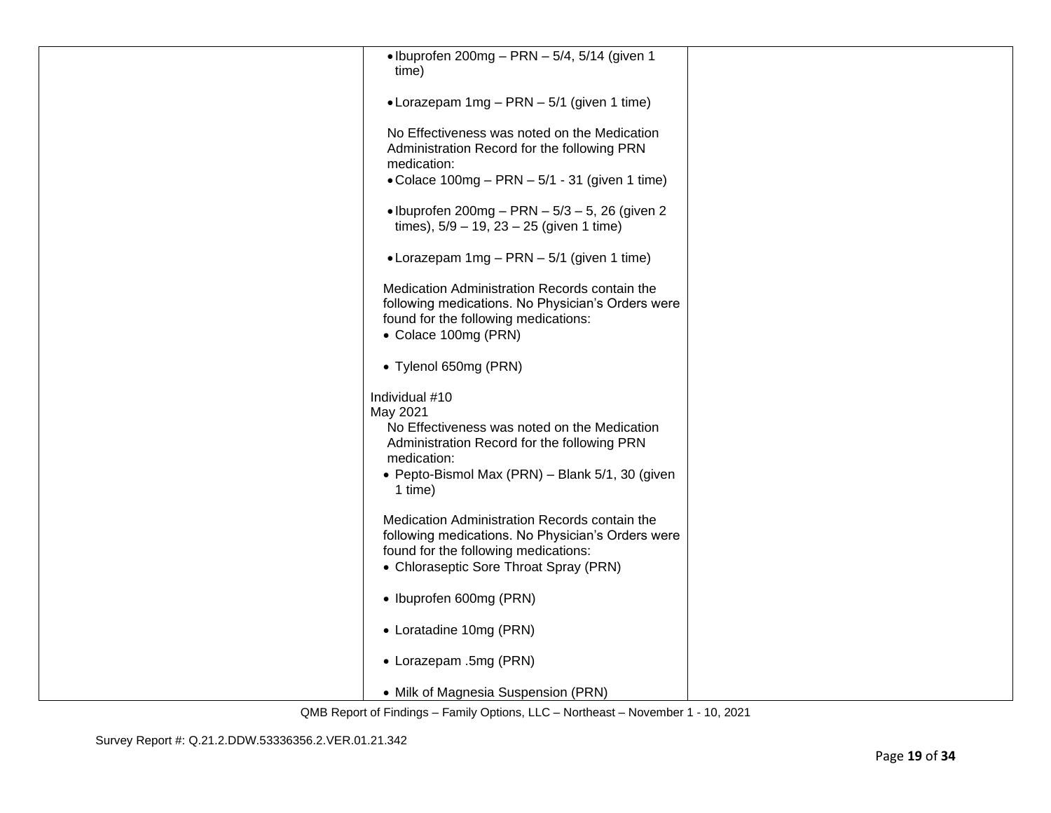| | | |
|---|---|---|
| | • Ibuprofen 200mg – PRN – 5/4, 5/14 (given 1 time)<br><br>• Lorazepam 1mg – PRN – 5/1 (given 1 time)<br><br>No Effectiveness was noted on the Medication Administration Record for the following PRN medication:<br>• Colace 100mg – PRN – 5/1 - 31 (given 1 time)<br><br>• Ibuprofen 200mg – PRN – 5/3 – 5, 26 (given 2 times), 5/9 – 19, 23 – 25 (given 1 time)<br><br>• Lorazepam 1mg – PRN – 5/1 (given 1 time)<br><br>Medication Administration Records contain the following medications. No Physician's Orders were found for the following medications:<br>• Colace 100mg (PRN)<br><br>• Tylenol 650mg (PRN)<br><br>Individual #10<br>May 2021<br>No Effectiveness was noted on the Medication Administration Record for the following PRN medication:<br>• Pepto-Bismol Max (PRN) – Blank 5/1, 30 (given 1 time)<br><br>Medication Administration Records contain the following medications. No Physician's Orders were found for the following medications:<br>• Chloraseptic Sore Throat Spray (PRN)<br><br>• Ibuprofen 600mg (PRN)<br><br>• Loratadine 10mg (PRN)<br><br>• Lorazepam .5mg (PRN)<br><br>• Milk of Magnesia Suspension (PRN) | |

QMB Report of Findings – Family Options, LLC – Northeast – November 1 - 10, 2021

Survey Report #: Q.21.2.DDW.53336356.2.VER.01.21.342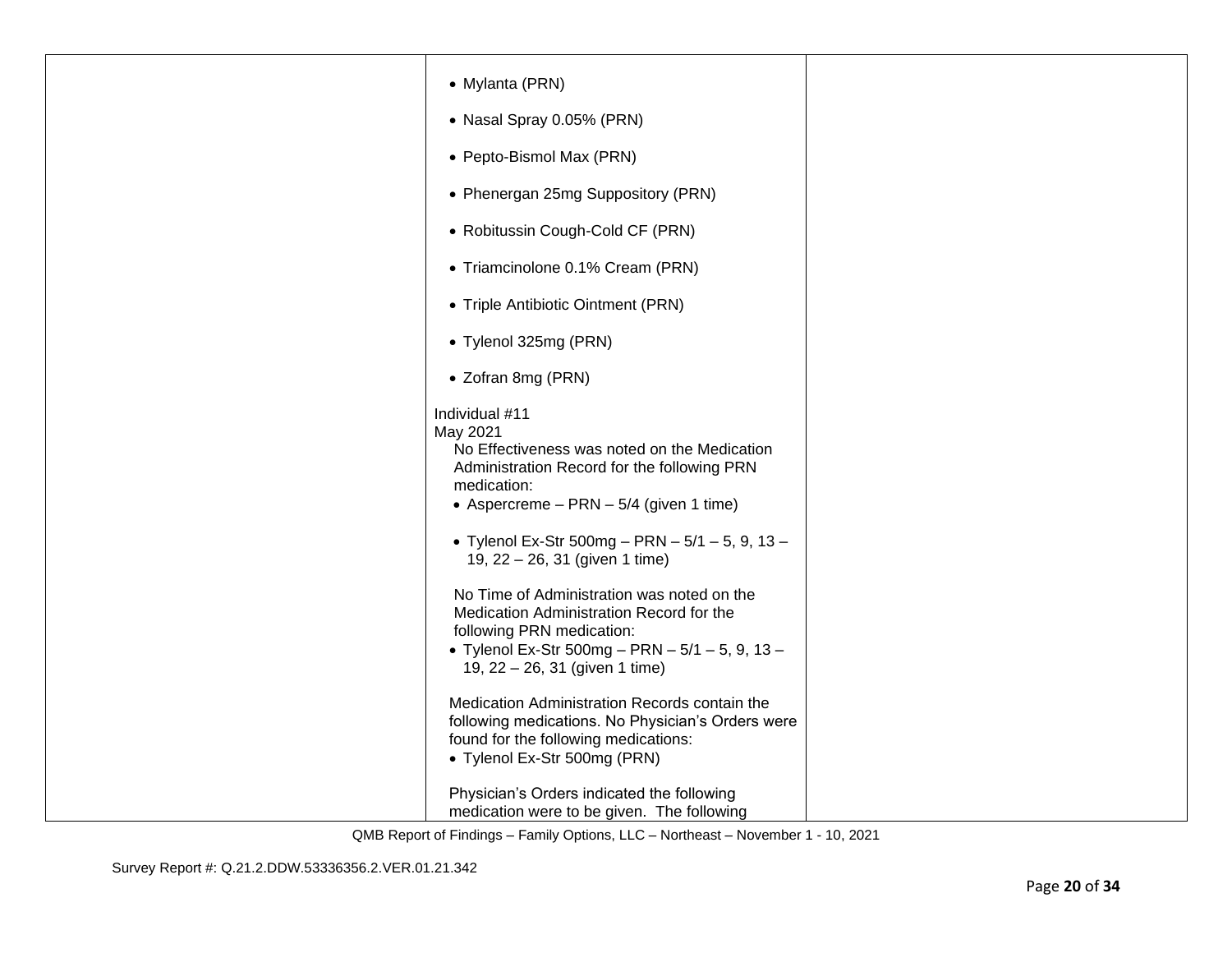| | | |
|---|---|---|
| | • Mylanta (PRN)<br><br>• Nasal Spray 0.05% (PRN)<br><br>• Pepto-Bismol Max (PRN)<br><br>• Phenergan 25mg Suppository (PRN)<br><br>• Robitussin Cough-Cold CF (PRN)<br><br>• Triamcinolone 0.1% Cream (PRN)<br><br>• Triple Antibiotic Ointment (PRN)<br><br>• Tylenol 325mg (PRN)<br><br>• Zofran 8mg (PRN)<br><br>Individual #11<br>May 2021<br>No Effectiveness was noted on the Medication Administration Record for the following PRN medication:<br>• Aspercreme – PRN – 5/4 (given 1 time)<br><br>• Tylenol Ex-Str 500mg – PRN – 5/1 – 5, 9, 13 – 19, 22 – 26, 31 (given 1 time)<br><br>No Time of Administration was noted on the Medication Administration Record for the following PRN medication:<br>• Tylenol Ex-Str 500mg – PRN – 5/1 – 5, 9, 13 – 19, 22 – 26, 31 (given 1 time)<br><br>Medication Administration Records contain the following medications. No Physician's Orders were found for the following medications:<br>• Tylenol Ex-Str 500mg (PRN)<br><br>Physician's Orders indicated the following medication were to be given. The following | |

QMB Report of Findings – Family Options, LLC – Northeast – November 1 - 10, 2021

Survey Report #: Q.21.2.DDW.53336356.2.VER.01.21.342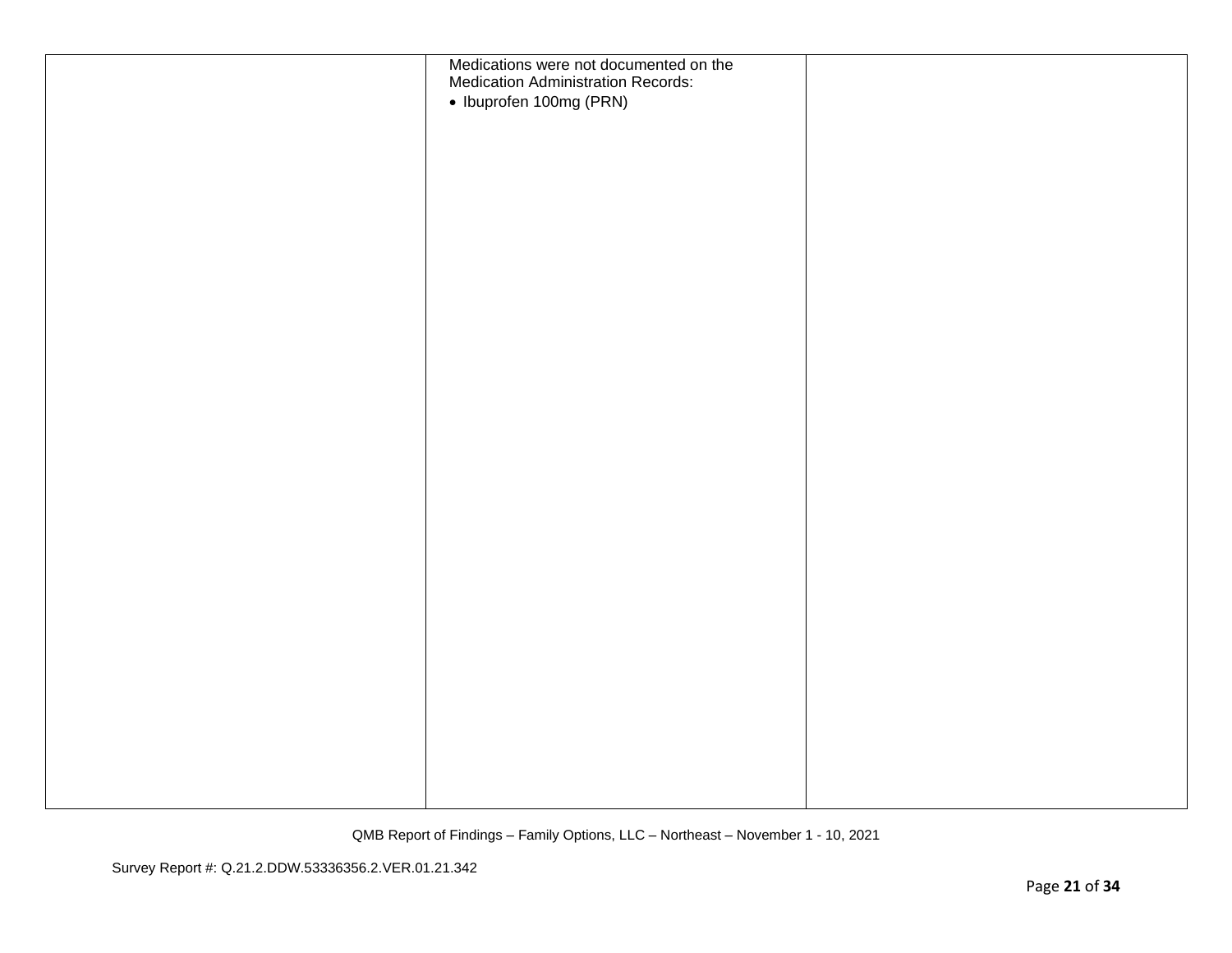| | | |
|---|---|---|
| | Medications were not documented on the Medication Administration Records:<br>• Ibuprofen 100mg (PRN) | |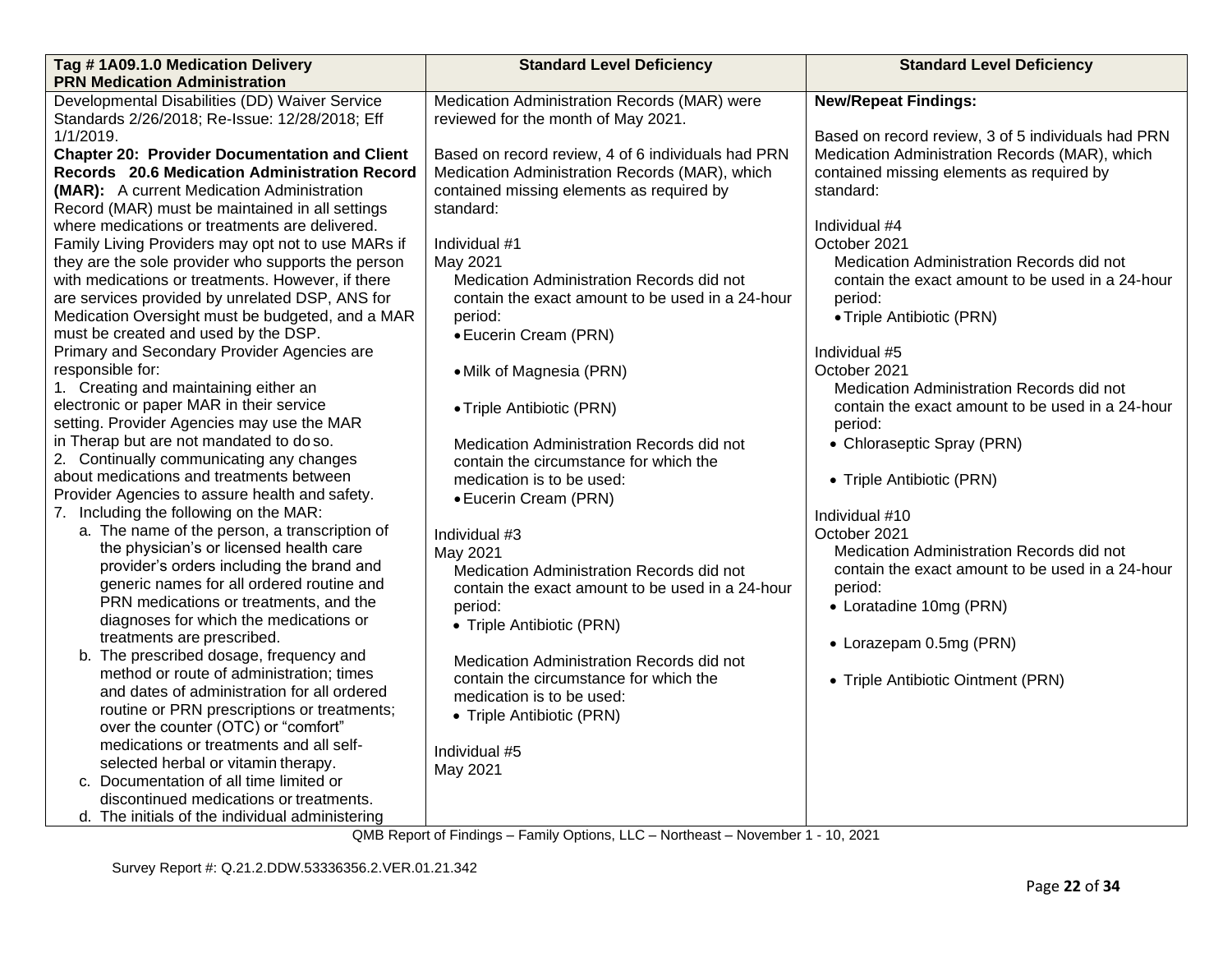| Tag # 1A09.1.0 Medication Delivery PRN Medication Administration | Standard Level Deficiency | Standard Level Deficiency |
|---|---|---|
| Developmental Disabilities (DD) Waiver Service Standards 2/26/2018; Re-Issue: 12/28/2018; Eff 1/1/2019.<br>**Chapter 20: Provider Documentation and Client Records 20.6 Medication Administration Record (MAR):** A current Medication Administration Record (MAR) must be maintained in all settings where medications or treatments are delivered. Family Living Providers may opt not to use MARs if they are the sole provider who supports the person with medications or treatments. However, if there are services provided by unrelated DSP, ANS for Medication Oversight must be budgeted, and a MAR must be created and used by the DSP.<br>Primary and Secondary Provider Agencies are responsible for:<br>1. Creating and maintaining either an electronic or paper MAR in their service setting. Provider Agencies may use the MAR in Therap but are not mandated to do so.<br>2. Continually communicating any changes about medications and treatments between Provider Agencies to assure health and safety.<br>7. Including the following on the MAR:<br>a. The name of the person, a transcription of the physician's or licensed health care provider's orders including the brand and generic names for all ordered routine and PRN medications or treatments, and the diagnoses for which the medications or treatments are prescribed.<br>b. The prescribed dosage, frequency and method or route of administration; times and dates of administration for all ordered routine or PRN prescriptions or treatments; over the counter (OTC) or "comfort" medications or treatments and all self-selected herbal or vitamin therapy.<br>c. Documentation of all time limited or discontinued medications or treatments.<br>d. The initials of the individual administering | Medication Administration Records (MAR) were reviewed for the month of May 2021.<br><br>Based on record review, 4 of 6 individuals had PRN Medication Administration Records (MAR), which contained missing elements as required by standard:<br><br>Individual #1<br>May 2021<br>Medication Administration Records did not contain the exact amount to be used in a 24-hour period:<br>• Eucerin Cream (PRN)<br>• Milk of Magnesia (PRN)<br>• Triple Antibiotic (PRN)<br><br>Medication Administration Records did not contain the circumstance for which the medication is to be used:<br>• Eucerin Cream (PRN)<br><br>Individual #3<br>May 2021<br>Medication Administration Records did not contain the exact amount to be used in a 24-hour period:<br>• Triple Antibiotic (PRN)<br><br>Medication Administration Records did not contain the circumstance for which the medication is to be used:<br>• Triple Antibiotic (PRN)<br><br>Individual #5<br>May 2021 | **New/Repeat Findings:**<br><br>Based on record review, 3 of 5 individuals had PRN Medication Administration Records (MAR), which contained missing elements as required by standard:<br><br>Individual #4<br>October 2021<br>Medication Administration Records did not contain the exact amount to be used in a 24-hour period:<br>• Triple Antibiotic (PRN)<br><br>Individual #5<br>October 2021<br>Medication Administration Records did not contain the exact amount to be used in a 24-hour period:<br>• Chloraseptic Spray (PRN)<br>• Triple Antibiotic (PRN)<br><br>Individual #10<br>October 2021<br>Medication Administration Records did not contain the exact amount to be used in a 24-hour period:<br>• Loratadine 10mg (PRN)<br>• Lorazepam 0.5mg (PRN)<br>• Triple Antibiotic Ointment (PRN) |

QMB Report of Findings – Family Options, LLC – Northeast – November 1 - 10, 2021

Survey Report #: Q.21.2.DDW.53336356.2.VER.01.21.342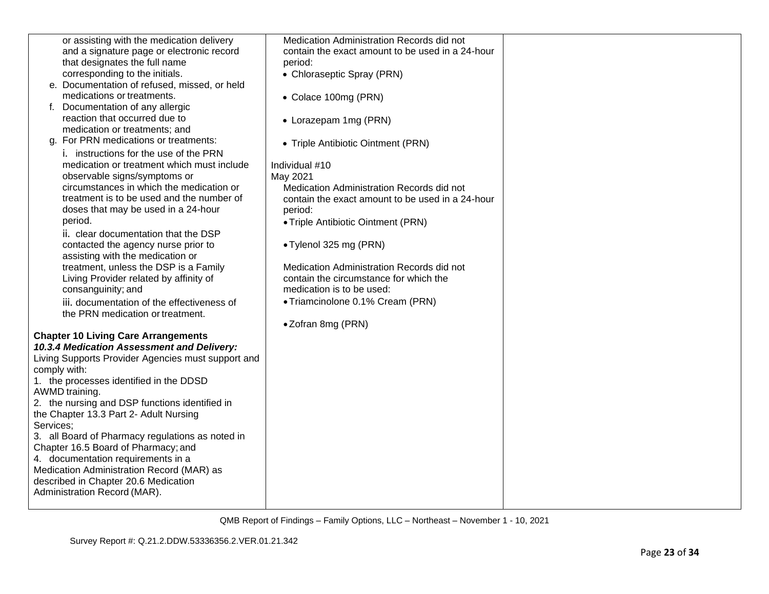| | | |
|---|---|---|
| or assisting with the medication delivery and a signature page or electronic record that designates the full name corresponding to the initials.<br>e. Documentation of refused, missed, or held medications or treatments.<br>f. Documentation of any allergic reaction that occurred due to medication or treatments; and<br>g. For PRN medications or treatments:<br>i. instructions for the use of the PRN medication or treatment which must include observable signs/symptoms or circumstances in which the medication or treatment is to be used and the number of doses that may be used in a 24-hour period.<br>ii. clear documentation that the DSP contacted the agency nurse prior to assisting with the medication or treatment, unless the DSP is a Family Living Provider related by affinity of consanguinity; and<br>iii. documentation of the effectiveness of the PRN medication or treatment.<br><br>**Chapter 10 Living Care Arrangements**<br>***10.3.4 Medication Assessment and Delivery:***<br>Living Supports Provider Agencies must support and comply with:<br>1. the processes identified in the DDSD AWMD training.<br>2. the nursing and DSP functions identified in the Chapter 13.3 Part 2- Adult Nursing Services;<br>3. all Board of Pharmacy regulations as noted in Chapter 16.5 Board of Pharmacy; and<br>4. documentation requirements in a Medication Administration Record (MAR) as described in Chapter 20.6 Medication Administration Record (MAR). | Medication Administration Records did not contain the exact amount to be used in a 24-hour period:<br>• Chloraseptic Spray (PRN)<br>• Colace 100mg (PRN)<br>• Lorazepam 1mg (PRN)<br>• Triple Antibiotic Ointment (PRN)<br><br>Individual #10<br>May 2021<br>Medication Administration Records did not contain the exact amount to be used in a 24-hour period:<br>• Triple Antibiotic Ointment (PRN)<br>• Tylenol 325 mg (PRN)<br><br>Medication Administration Records did not contain the circumstance for which the medication is to be used:<br>• Triamcinolone 0.1% Cream (PRN)<br>• Zofran 8mg (PRN) | |

QMB Report of Findings – Family Options, LLC – Northeast – November 1 - 10, 2021

Survey Report #: Q.21.2.DDW.53336356.2.VER.01.21.342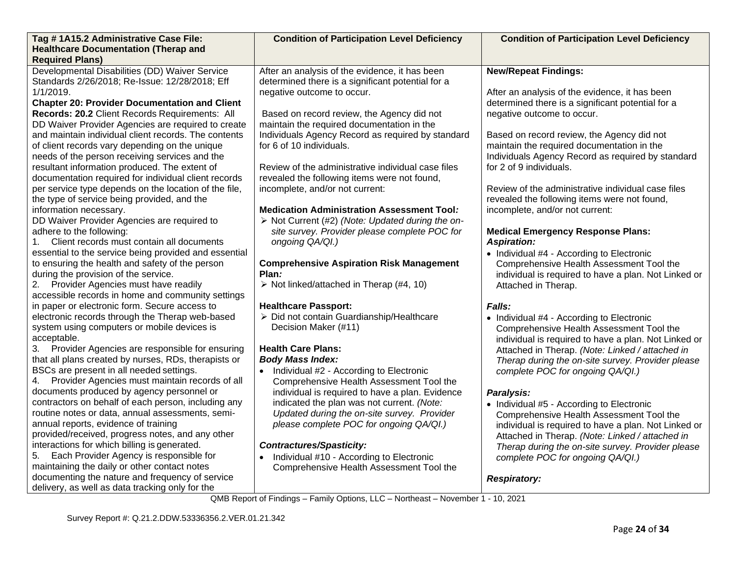| Tag # 1A15.2 Administrative Case File: Healthcare Documentation (Therap and Required Plans) | Condition of Participation Level Deficiency | Condition of Participation Level Deficiency |
|---|---|---|
| Developmental Disabilities (DD) Waiver Service Standards 2/26/2018; Re-Issue: 12/28/2018; Eff 1/1/2019.<br>**Chapter 20: Provider Documentation and Client Records: 20.2** Client Records Requirements: All DD Waiver Provider Agencies are required to create and maintain individual client records. The contents of client records vary depending on the unique needs of the person receiving services and the resultant information produced. The extent of documentation required for individual client records per service type depends on the location of the file, the type of service being provided, and the information necessary.<br>DD Waiver Provider Agencies are required to adhere to the following:<br>1. Client records must contain all documents essential to the service being provided and essential to ensuring the health and safety of the person during the provision of the service.<br>2. Provider Agencies must have readily accessible records in home and community settings in paper or electronic form. Secure access to electronic records through the Therap web-based system using computers or mobile devices is acceptable.<br>3. Provider Agencies are responsible for ensuring that all plans created by nurses, RDs, therapists or BSCs are present in all needed settings.<br>4. Provider Agencies must maintain records of all documents produced by agency personnel or contractors on behalf of each person, including any routine notes or data, annual assessments, semi-annual reports, evidence of training provided/received, progress notes, and any other interactions for which billing is generated.<br>5. Each Provider Agency is responsible for maintaining the daily or other contact notes documenting the nature and frequency of service delivery, as well as data tracking only for the | After an analysis of the evidence, it has been determined there is a significant potential for a negative outcome to occur.<br><br>Based on record review, the Agency did not maintain the required documentation in the Individuals Agency Record as required by standard for 6 of 10 individuals.<br><br>Review of the administrative individual case files revealed the following items were not found, incomplete, and/or not current:<br><br>**Medication Administration Assessment Tool*:***<br>➢ Not Current (#2) *(Note: Updated during the on-site survey. Provider please complete POC for ongoing QA/QI.)*<br><br>**Comprehensive Aspiration Risk Management Plan*:***<br>➢ Not linked/attached in Therap (#4, 10)<br><br>**Healthcare Passport:**<br>➢ Did not contain Guardianship/Healthcare Decision Maker (#11)<br><br>**Health Care Plans:**<br>***Body Mass Index:***<br>• Individual #2 - According to Electronic Comprehensive Health Assessment Tool the individual is required to have a plan. Evidence indicated the plan was not current. *(Note: Updated during the on-site survey. Provider please complete POC for ongoing QA/QI.)*<br><br>***Contractures/Spasticity:***<br>• Individual #10 - According to Electronic Comprehensive Health Assessment Tool the | **New/Repeat Findings:**<br><br>After an analysis of the evidence, it has been determined there is a significant potential for a negative outcome to occur.<br><br>Based on record review, the Agency did not maintain the required documentation in the Individuals Agency Record as required by standard for 2 of 9 individuals.<br><br>Review of the administrative individual case files revealed the following items were not found, incomplete, and/or not current:<br><br>**Medical Emergency Response Plans:**<br>***Aspiration:***<br>• Individual #4 - According to Electronic Comprehensive Health Assessment Tool the individual is required to have a plan. Not Linked or Attached in Therap.<br><br>***Falls:***<br>• Individual #4 - According to Electronic Comprehensive Health Assessment Tool the individual is required to have a plan. Not Linked or Attached in Therap. *(Note: Linked / attached in Therap during the on-site survey. Provider please complete POC for ongoing QA/QI.)*<br><br>***Paralysis:***<br>• Individual #5 - According to Electronic Comprehensive Health Assessment Tool the individual is required to have a plan. Not Linked or Attached in Therap. *(Note: Linked / attached in Therap during the on-site survey. Provider please complete POC for ongoing QA/QI.)*<br><br>***Respiratory:*** |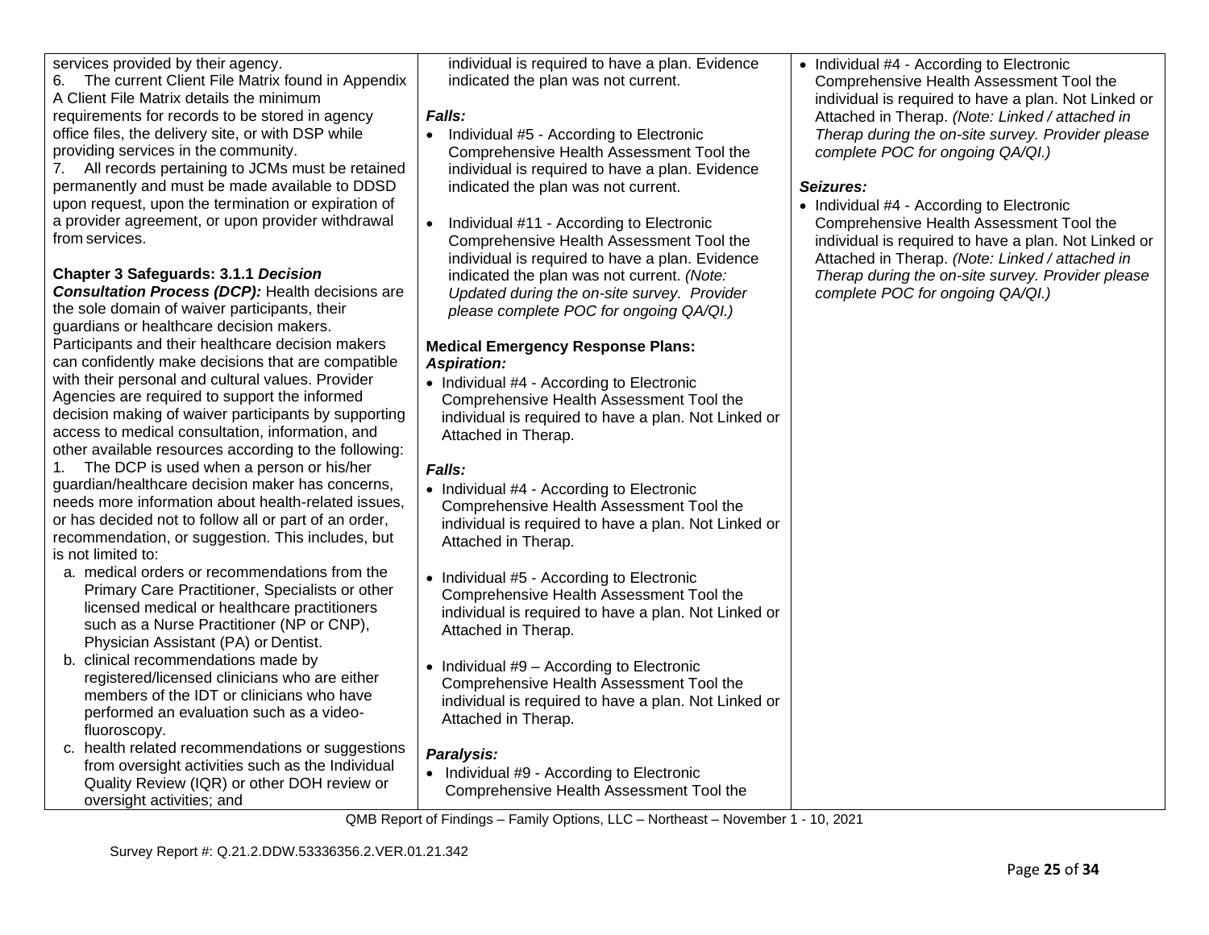| | | |
|---|---|---|
| services provided by their agency.<br>6. The current Client File Matrix found in Appendix A Client File Matrix details the minimum requirements for records to be stored in agency office files, the delivery site, or with DSP while providing services in the community.<br>7. All records pertaining to JCMs must be retained permanently and must be made available to DDSD upon request, upon the termination or expiration of a provider agreement, or upon provider withdrawal from services.<br><br>**Chapter 3 Safeguards: 3.1.1 *Decision Consultation Process (DCP):*** Health decisions are the sole domain of waiver participants, their guardians or healthcare decision makers. Participants and their healthcare decision makers can confidently make decisions that are compatible with their personal and cultural values. Provider Agencies are required to support the informed decision making of waiver participants by supporting access to medical consultation, information, and other available resources according to the following:<br>1. The DCP is used when a person or his/her guardian/healthcare decision maker has concerns, needs more information about health-related issues, or has decided not to follow all or part of an order, recommendation, or suggestion. This includes, but is not limited to:<br>a. medical orders or recommendations from the Primary Care Practitioner, Specialists or other licensed medical or healthcare practitioners such as a Nurse Practitioner (NP or CNP), Physician Assistant (PA) or Dentist.<br>b. clinical recommendations made by registered/licensed clinicians who are either members of the IDT or clinicians who have performed an evaluation such as a video-fluoroscopy.<br>c. health related recommendations or suggestions from oversight activities such as the Individual Quality Review (IQR) or other DOH review or oversight activities; and | individual is required to have a plan. Evidence indicated the plan was not current.<br><br>***Falls:***<br>• Individual #5 - According to Electronic Comprehensive Health Assessment Tool the individual is required to have a plan. Evidence indicated the plan was not current.<br><br>• Individual #11 - According to Electronic Comprehensive Health Assessment Tool the individual is required to have a plan. Evidence indicated the plan was not current. *(Note: Updated during the on-site survey. Provider please complete POC for ongoing QA/QI.)*<br><br>**Medical Emergency Response Plans:**<br>***Aspiration:***<br>• Individual #4 - According to Electronic Comprehensive Health Assessment Tool the individual is required to have a plan. Not Linked or Attached in Therap.<br><br>***Falls:***<br>• Individual #4 - According to Electronic Comprehensive Health Assessment Tool the individual is required to have a plan. Not Linked or Attached in Therap.<br><br>• Individual #5 - According to Electronic Comprehensive Health Assessment Tool the individual is required to have a plan. Not Linked or Attached in Therap.<br><br>• Individual #9 – According to Electronic Comprehensive Health Assessment Tool the individual is required to have a plan. Not Linked or Attached in Therap.<br><br>***Paralysis:***<br>• Individual #9 - According to Electronic Comprehensive Health Assessment Tool the | • Individual #4 - According to Electronic Comprehensive Health Assessment Tool the individual is required to have a plan. Not Linked or Attached in Therap. *(Note: Linked / attached in Therap during the on-site survey. Provider please complete POC for ongoing QA/QI.)*<br><br>***Seizures:***<br>• Individual #4 - According to Electronic Comprehensive Health Assessment Tool the individual is required to have a plan. Not Linked or Attached in Therap. *(Note: Linked / attached in Therap during the on-site survey. Provider please complete POC for ongoing QA/QI.)* |

QMB Report of Findings – Family Options, LLC – Northeast – November 1 - 10, 2021

Survey Report #: Q.21.2.DDW.53336356.2.VER.01.21.342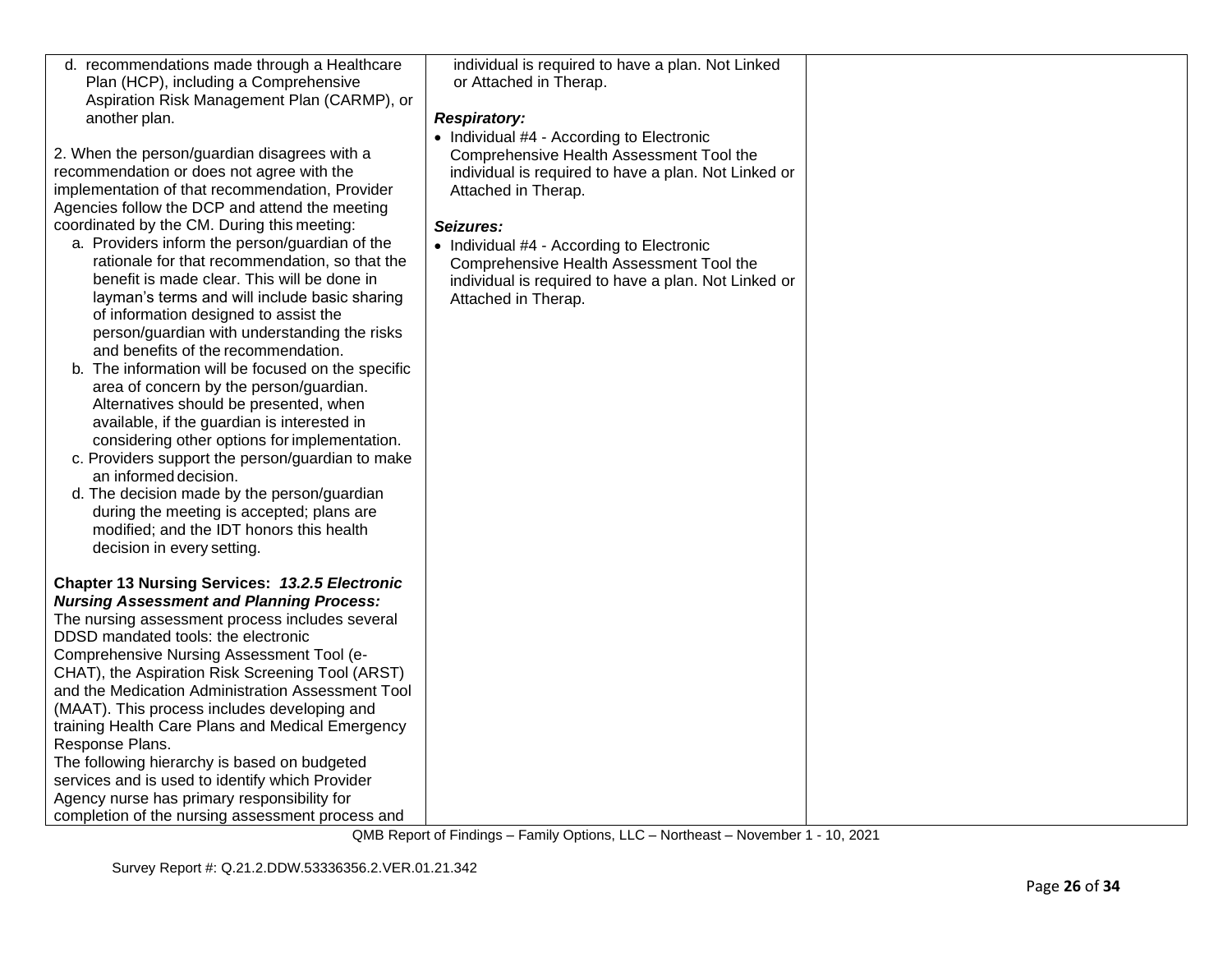| | | |
|---|---|---|
| d. recommendations made through a Healthcare Plan (HCP), including a Comprehensive Aspiration Risk Management Plan (CARMP), or another plan.<br><br>2. When the person/guardian disagrees with a recommendation or does not agree with the implementation of that recommendation, Provider Agencies follow the DCP and attend the meeting coordinated by the CM. During this meeting:<br>a. Providers inform the person/guardian of the rationale for that recommendation, so that the benefit is made clear. This will be done in layman's terms and will include basic sharing of information designed to assist the person/guardian with understanding the risks and benefits of the recommendation.<br>b. The information will be focused on the specific area of concern by the person/guardian. Alternatives should be presented, when available, if the guardian is interested in considering other options for implementation.<br>c. Providers support the person/guardian to make an informed decision.<br>d. The decision made by the person/guardian during the meeting is accepted; plans are modified; and the IDT honors this health decision in every setting.<br><br>**Chapter 13 Nursing Services: *13.2.5 Electronic Nursing Assessment and Planning Process:*** The nursing assessment process includes several DDSD mandated tools: the electronic Comprehensive Nursing Assessment Tool (e-CHAT), the Aspiration Risk Screening Tool (ARST) and the Medication Administration Assessment Tool (MAAT). This process includes developing and training Health Care Plans and Medical Emergency Response Plans.<br>The following hierarchy is based on budgeted services and is used to identify which Provider Agency nurse has primary responsibility for completion of the nursing assessment process and | individual is required to have a plan. Not Linked or Attached in Therap.<br><br>***Respiratory:***<br>• Individual #4 - According to Electronic Comprehensive Health Assessment Tool the individual is required to have a plan. Not Linked or Attached in Therap.<br><br>***Seizures:***<br>• Individual #4 - According to Electronic Comprehensive Health Assessment Tool the individual is required to have a plan. Not Linked or Attached in Therap. | |

QMB Report of Findings – Family Options, LLC – Northeast – November 1 - 10, 2021

Survey Report #: Q.21.2.DDW.53336356.2.VER.01.21.342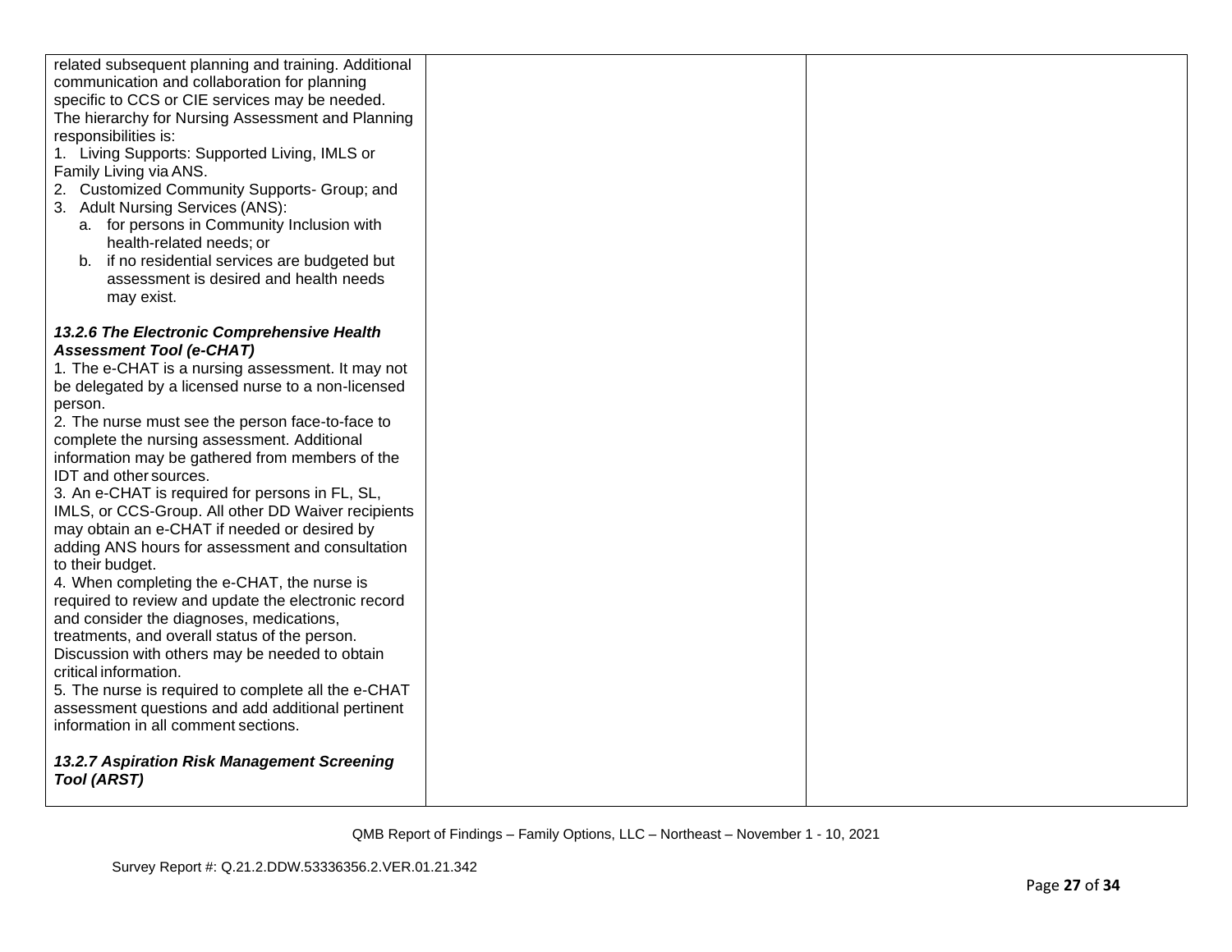| | | |
|---|---|---|
| related subsequent planning and training. Additional communication and collaboration for planning specific to CCS or CIE services may be needed. The hierarchy for Nursing Assessment and Planning responsibilities is:<br>1. Living Supports: Supported Living, IMLS or Family Living via ANS.<br>2. Customized Community Supports- Group; and<br>3. Adult Nursing Services (ANS):<br>a. for persons in Community Inclusion with health-related needs; or<br>b. if no residential services are budgeted but assessment is desired and health needs may exist.<br><br>***13.2.6 The Electronic Comprehensive Health Assessment Tool (e-CHAT)***<br>1. The e-CHAT is a nursing assessment. It may not be delegated by a licensed nurse to a non-licensed person.<br>2. The nurse must see the person face-to-face to complete the nursing assessment. Additional information may be gathered from members of the IDT and other sources.<br>3. An e-CHAT is required for persons in FL, SL, IMLS, or CCS-Group. All other DD Waiver recipients may obtain an e-CHAT if needed or desired by adding ANS hours for assessment and consultation to their budget.<br>4. When completing the e-CHAT, the nurse is required to review and update the electronic record and consider the diagnoses, medications, treatments, and overall status of the person. Discussion with others may be needed to obtain critical information.<br>5. The nurse is required to complete all the e-CHAT assessment questions and add additional pertinent information in all comment sections.<br><br>***13.2.7 Aspiration Risk Management Screening Tool (ARST)*** | | |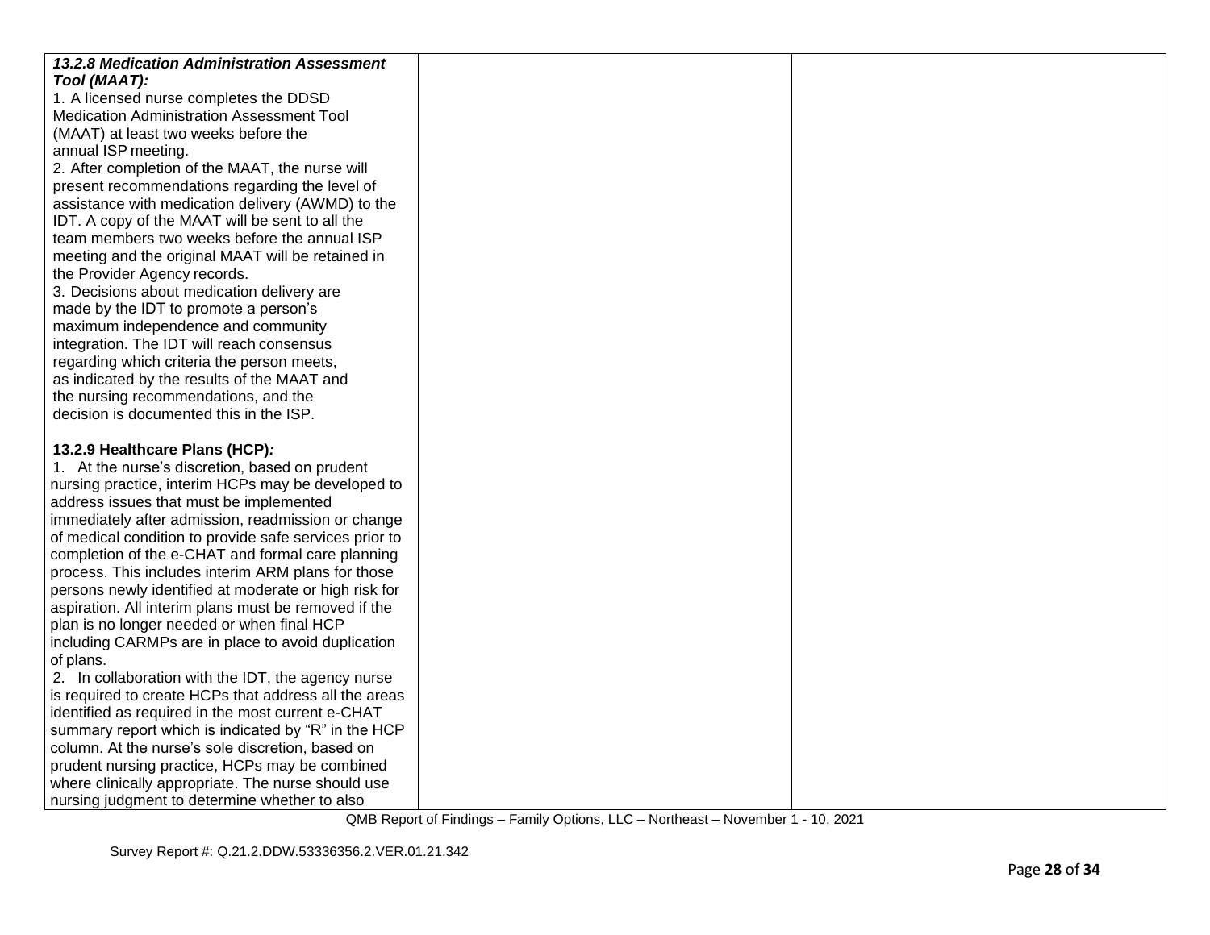| | | |
|---|---|---|
| ***13.2.8 Medication Administration Assessment Tool (MAAT):***<br>1. A licensed nurse completes the DDSD Medication Administration Assessment Tool (MAAT) at least two weeks before the annual ISP meeting.<br>2. After completion of the MAAT, the nurse will present recommendations regarding the level of assistance with medication delivery (AWMD) to the IDT. A copy of the MAAT will be sent to all the team members two weeks before the annual ISP meeting and the original MAAT will be retained in the Provider Agency records.<br>3. Decisions about medication delivery are made by the IDT to promote a person's maximum independence and community integration. The IDT will reach consensus regarding which criteria the person meets, as indicated by the results of the MAAT and the nursing recommendations, and the decision is documented this in the ISP.<br><br>**13.2.9 Healthcare Plans (HCP)*:***<br>1. At the nurse's discretion, based on prudent nursing practice, interim HCPs may be developed to address issues that must be implemented immediately after admission, readmission or change of medical condition to provide safe services prior to completion of the e-CHAT and formal care planning process. This includes interim ARM plans for those persons newly identified at moderate or high risk for aspiration. All interim plans must be removed if the plan is no longer needed or when final HCP including CARMPs are in place to avoid duplication of plans.<br>2. In collaboration with the IDT, the agency nurse is required to create HCPs that address all the areas identified as required in the most current e-CHAT summary report which is indicated by "R" in the HCP column. At the nurse's sole discretion, based on prudent nursing practice, HCPs may be combined where clinically appropriate. The nurse should use nursing judgment to determine whether to also | | |

QMB Report of Findings – Family Options, LLC – Northeast – November 1 - 10, 2021

Survey Report #: Q.21.2.DDW.53336356.2.VER.01.21.342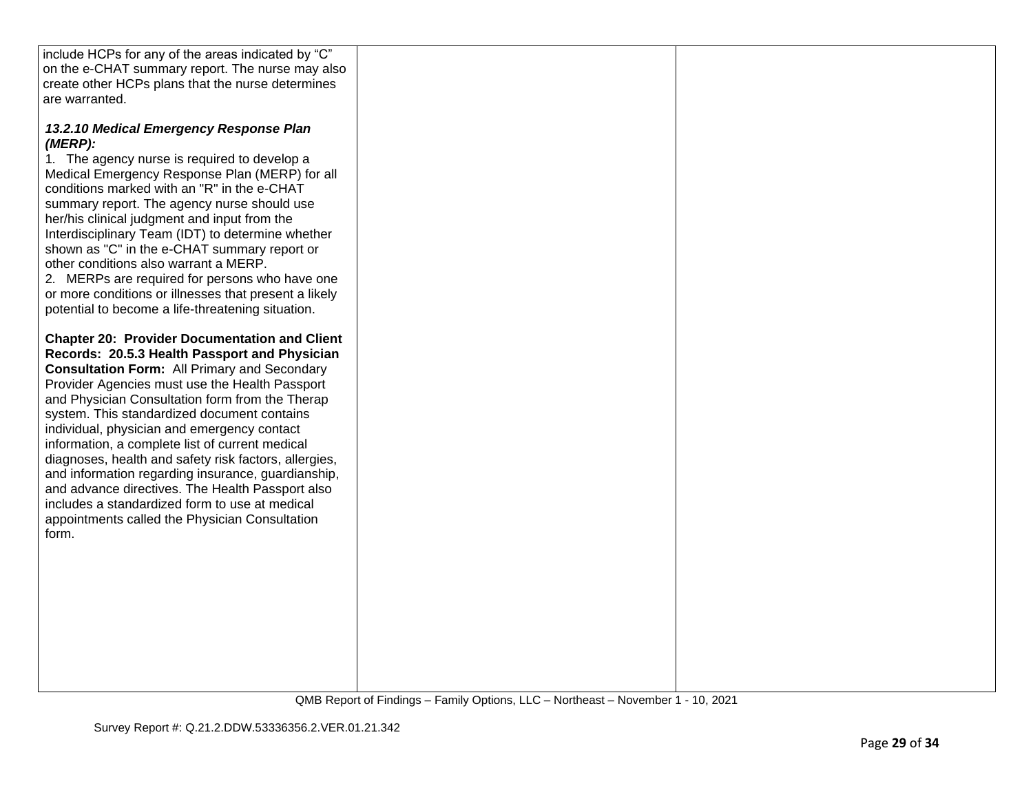| | | |
|---|---|---|
| include HCPs for any of the areas indicated by "C" on the e-CHAT summary report. The nurse may also create other HCPs plans that the nurse determines are warranted.<br><br>***13.2.10 Medical Emergency Response Plan (MERP):***<br>1. The agency nurse is required to develop a Medical Emergency Response Plan (MERP) for all conditions marked with an "R" in the e-CHAT summary report. The agency nurse should use her/his clinical judgment and input from the Interdisciplinary Team (IDT) to determine whether shown as "C" in the e-CHAT summary report or other conditions also warrant a MERP.<br>2. MERPs are required for persons who have one or more conditions or illnesses that present a likely potential to become a life-threatening situation.<br><br>**Chapter 20: Provider Documentation and Client Records: 20.5.3 Health Passport and Physician Consultation Form:** All Primary and Secondary Provider Agencies must use the Health Passport and Physician Consultation form from the Therap system. This standardized document contains individual, physician and emergency contact information, a complete list of current medical diagnoses, health and safety risk factors, allergies, and information regarding insurance, guardianship, and advance directives. The Health Passport also includes a standardized form to use at medical appointments called the Physician Consultation form. | | |

QMB Report of Findings – Family Options, LLC – Northeast – November 1 - 10, 2021

Survey Report #: Q.21.2.DDW.53336356.2.VER.01.21.342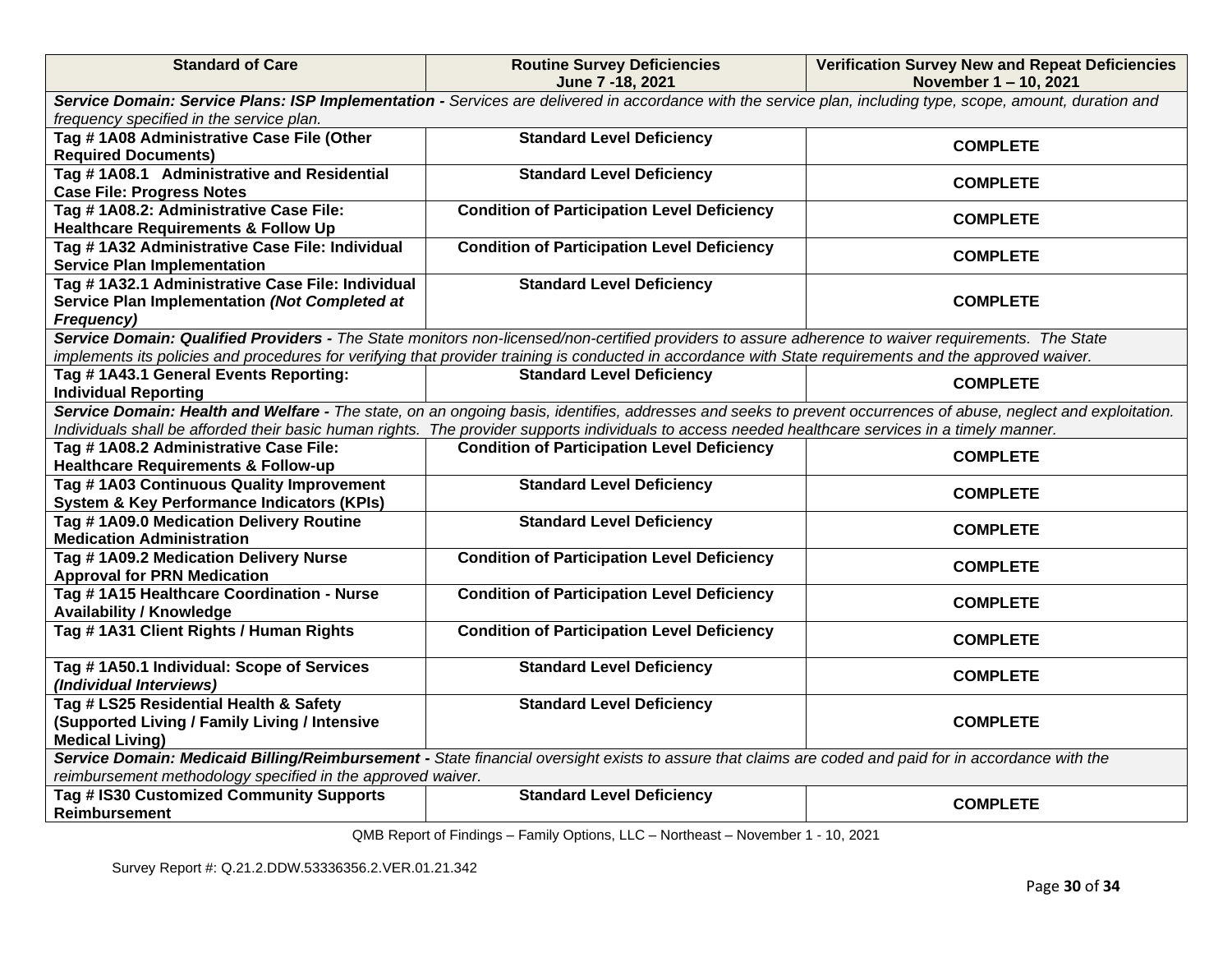| Standard of Care | Routine Survey Deficiencies June 7 -18, 2021 | Verification Survey New and Repeat Deficiencies November 1 – 10, 2021 |
|---|---|---|
| ***Service Domain: Service Plans: ISP Implementation -*** *Services are delivered in accordance with the service plan, including type, scope, amount, duration and frequency specified in the service plan.* | | |
| **Tag # 1A08 Administrative Case File (Other Required Documents)** | **Standard Level Deficiency** | **COMPLETE** |
| **Tag # 1A08.1 Administrative and Residential Case File: Progress Notes** | **Standard Level Deficiency** | **COMPLETE** |
| **Tag # 1A08.2: Administrative Case File: Healthcare Requirements & Follow Up** | **Condition of Participation Level Deficiency** | **COMPLETE** |
| **Tag # 1A32 Administrative Case File: Individual Service Plan Implementation** | **Condition of Participation Level Deficiency** | **COMPLETE** |
| **Tag # 1A32.1 Administrative Case File: Individual Service Plan Implementation *(Not Completed at Frequency)*** | **Standard Level Deficiency** | **COMPLETE** |
| ***Service Domain: Qualified Providers -*** *The State monitors non-licensed/non-certified providers to assure adherence to waiver requirements. The State implements its policies and procedures for verifying that provider training is conducted in accordance with State requirements and the approved waiver.* | | |
| **Tag # 1A43.1 General Events Reporting: Individual Reporting** | **Standard Level Deficiency** | **COMPLETE** |
| ***Service Domain: Health and Welfare -*** *The state, on an ongoing basis, identifies, addresses and seeks to prevent occurrences of abuse, neglect and exploitation. Individuals shall be afforded their basic human rights. The provider supports individuals to access needed healthcare services in a timely manner.* | | |
| **Tag # 1A08.2 Administrative Case File: Healthcare Requirements & Follow-up** | **Condition of Participation Level Deficiency** | **COMPLETE** |
| **Tag # 1A03 Continuous Quality Improvement System & Key Performance Indicators (KPIs)** | **Standard Level Deficiency** | **COMPLETE** |
| **Tag # 1A09.0 Medication Delivery Routine Medication Administration** | **Standard Level Deficiency** | **COMPLETE** |
| **Tag # 1A09.2 Medication Delivery Nurse Approval for PRN Medication** | **Condition of Participation Level Deficiency** | **COMPLETE** |
| **Tag # 1A15 Healthcare Coordination - Nurse Availability / Knowledge** | **Condition of Participation Level Deficiency** | **COMPLETE** |
| **Tag # 1A31 Client Rights / Human Rights** | **Condition of Participation Level Deficiency** | **COMPLETE** |
| **Tag # 1A50.1 Individual: Scope of Services *(Individual Interviews)*** | **Standard Level Deficiency** | **COMPLETE** |
| **Tag # LS25 Residential Health & Safety (Supported Living / Family Living / Intensive Medical Living)** | **Standard Level Deficiency** | **COMPLETE** |
| ***Service Domain: Medicaid Billing/Reimbursement -*** *State financial oversight exists to assure that claims are coded and paid for in accordance with the reimbursement methodology specified in the approved waiver.* | | |
| **Tag # IS30 Customized Community Supports Reimbursement** | **Standard Level Deficiency** | **COMPLETE** |

QMB Report of Findings – Family Options, LLC – Northeast – November 1 - 10, 2021

Survey Report #: Q.21.2.DDW.53336356.2.VER.01.21.342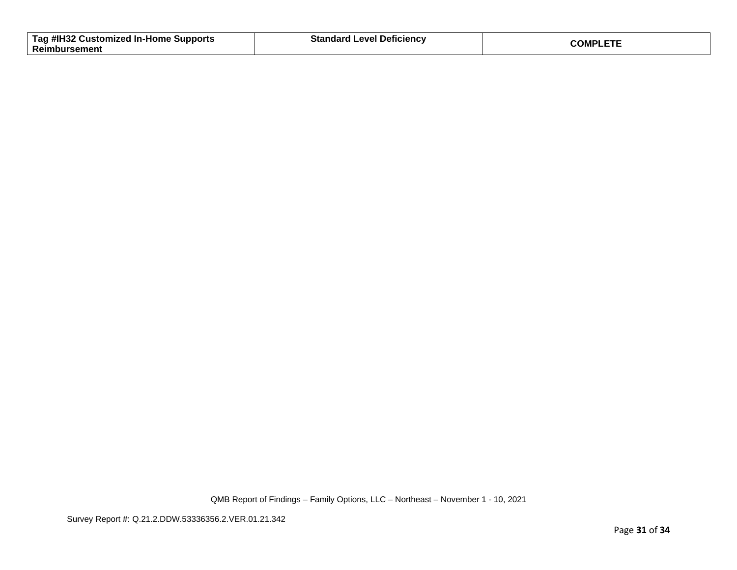| Tag #IH32 Customized In-Home Supports Reimbursement | Standard Level Deficiency | COMPLETE |
|---|---|---|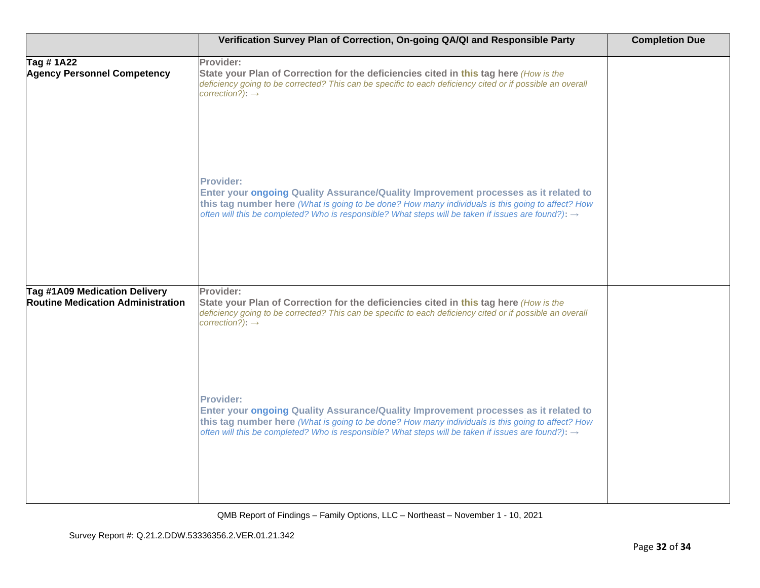| | Verification Survey Plan of Correction, On-going QA/QI and Responsible Party | Completion Due |
|---|---|---|
| **Tag # 1A22**<br>**Agency Personnel Competency** | **Provider:**<br>**State your Plan of Correction for the deficiencies cited in this tag here** *(How is the deficiency going to be corrected? This can be specific to each deficiency cited or if possible an overall correction?)*: →<br><br><br><br>**Provider:**<br>**Enter your ongoing Quality Assurance/Quality Improvement processes as it related to this tag number here** *(What is going to be done? How many individuals is this going to affect? How often will this be completed? Who is responsible? What steps will be taken if issues are found?)*: → | |
| **Tag #1A09 Medication Delivery**<br>**Routine Medication Administration** | **Provider:**<br>**State your Plan of Correction for the deficiencies cited in this tag here** *(How is the deficiency going to be corrected? This can be specific to each deficiency cited or if possible an overall correction?)*: →<br><br><br><br>**Provider:**<br>**Enter your ongoing Quality Assurance/Quality Improvement processes as it related to this tag number here** *(What is going to be done? How many individuals is this going to affect? How often will this be completed? Who is responsible? What steps will be taken if issues are found?)*: → | |

QMB Report of Findings – Family Options, LLC – Northeast – November 1 - 10, 2021

Survey Report #: Q.21.2.DDW.53336356.2.VER.01.21.342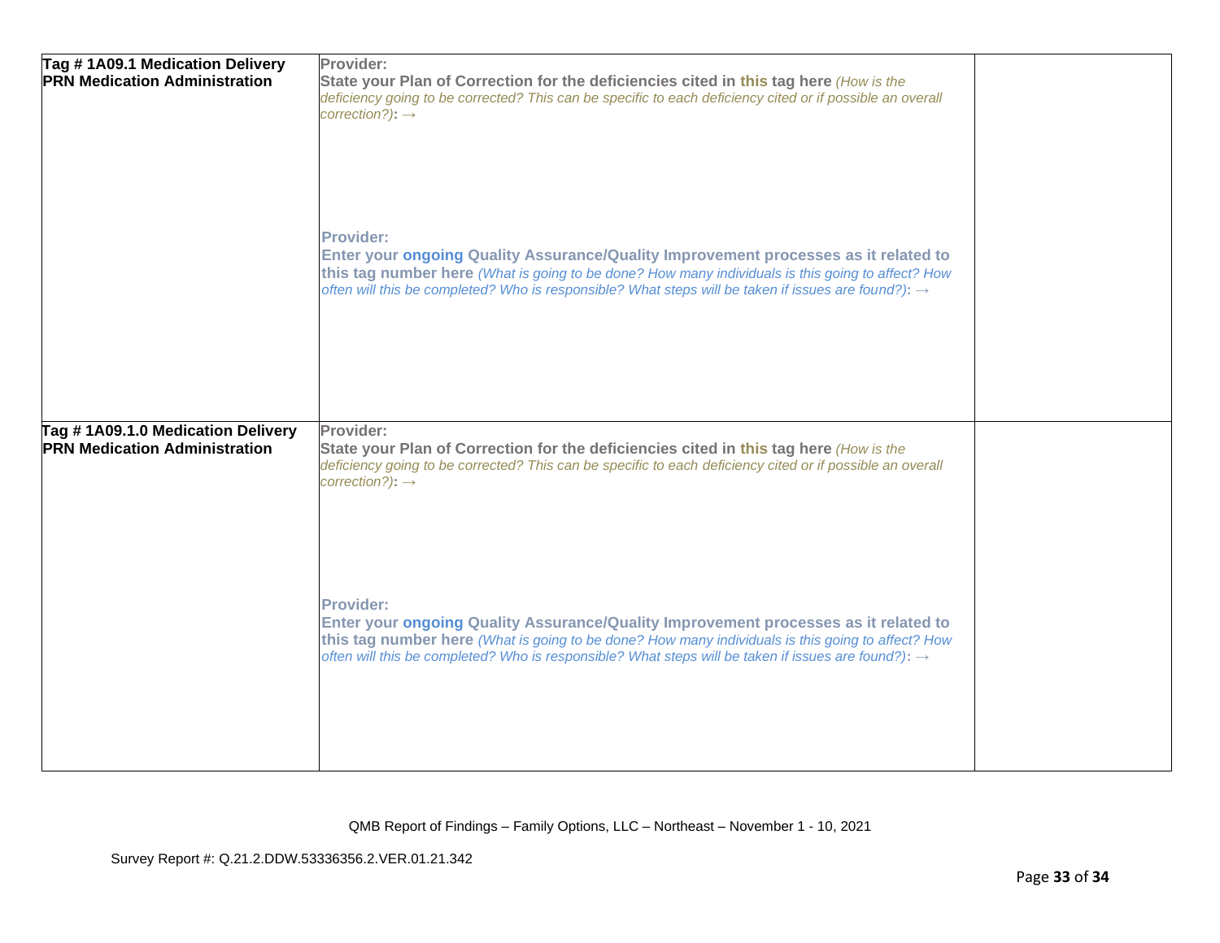| | | |
|---|---|---|
| **Tag # 1A09.1 Medication Delivery PRN Medication Administration** | **Provider:** **State your Plan of Correction for the deficiencies cited in this tag here** *(How is the deficiency going to be corrected? This can be specific to each deficiency cited or if possible an overall correction?)*: → <br><br><br><br> **Provider:** **Enter your ongoing Quality Assurance/Quality Improvement processes as it related to this tag number here** *(What is going to be done? How many individuals is this going to affect? How often will this be completed? Who is responsible? What steps will be taken if issues are found?)*: → | |
| **Tag # 1A09.1.0 Medication Delivery PRN Medication Administration** | **Provider:** **State your Plan of Correction for the deficiencies cited in this tag here** *(How is the deficiency going to be corrected? This can be specific to each deficiency cited or if possible an overall correction?)*: → <br><br><br><br> **Provider:** **Enter your ongoing Quality Assurance/Quality Improvement processes as it related to this tag number here** *(What is going to be done? How many individuals is this going to affect? How often will this be completed? Who is responsible? What steps will be taken if issues are found?)*: → | |

QMB Report of Findings – Family Options, LLC – Northeast – November 1 - 10, 2021

Survey Report #: Q.21.2.DDW.53336356.2.VER.01.21.342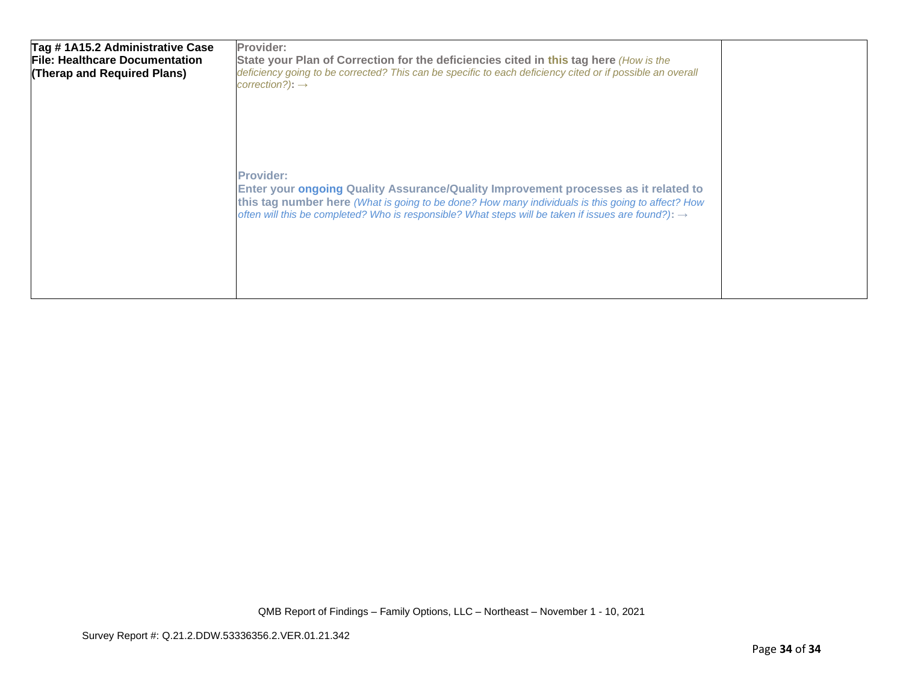| **Tag # 1A15.2 Administrative Case File: Healthcare Documentation (Therap and Required Plans)** | **Provider:**<br>**State your Plan of Correction for the deficiencies cited in this tag here** *(How is the deficiency going to be corrected? This can be specific to each deficiency cited or if possible an overall correction?)*: →<br><br><br><br>**Provider:**<br>**Enter your ongoing Quality Assurance/Quality Improvement processes as it related to this tag number here** *(What is going to be done? How many individuals is this going to affect? How often will this be completed? Who is responsible? What steps will be taken if issues are found?)*: → | |
|---|---|---|

QMB Report of Findings – Family Options, LLC – Northeast – November 1 - 10, 2021

Survey Report #: Q.21.2.DDW.53336356.2.VER.01.21.342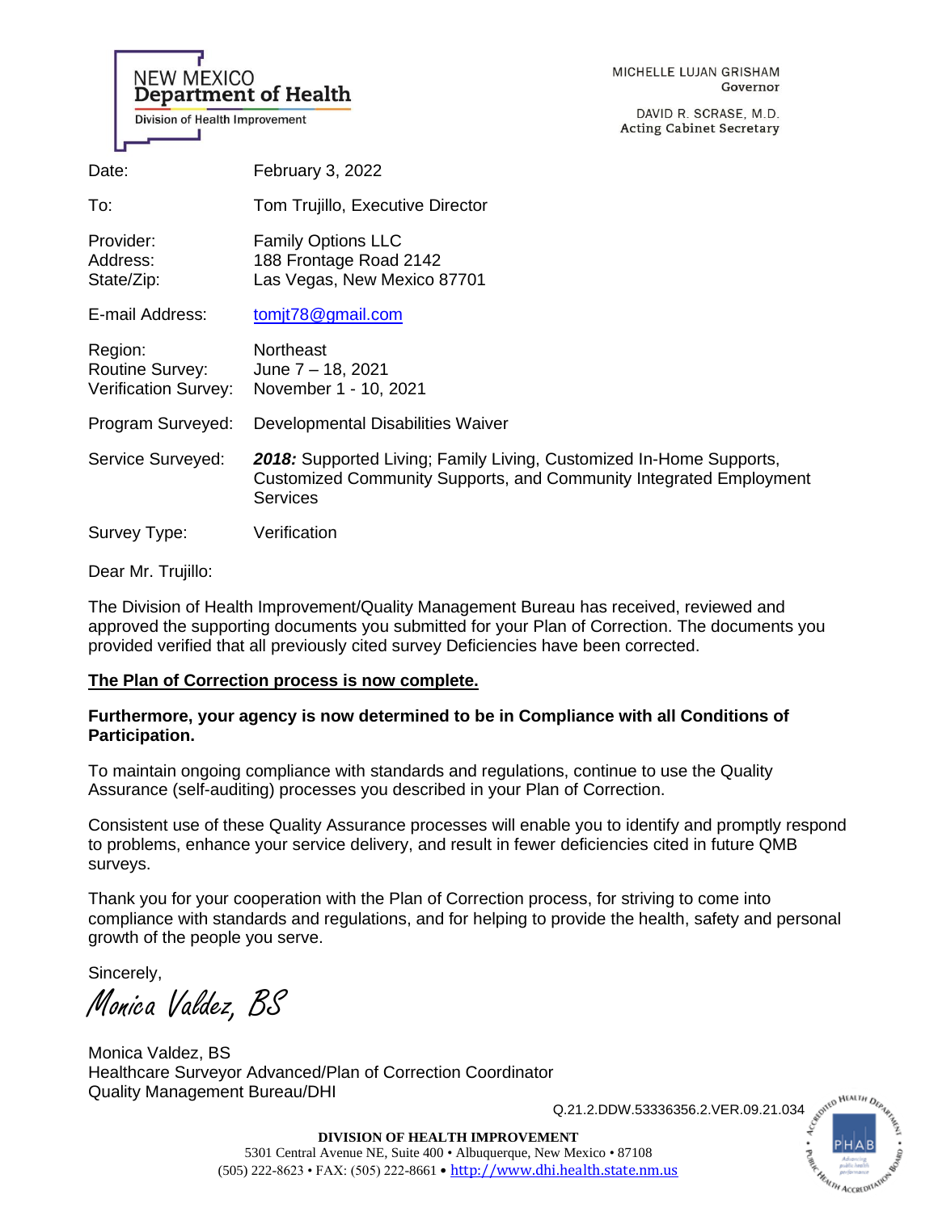NEW MEXICO
Department of Health
Division of Health Improvement

MICHELLE LUJAN GRISHAM
Governor

DAVID R. SCRASE, M.D.
Acting Cabinet Secretary

| | |
|---|---|
| Date: | February 3, 2022 |
| To: | Tom Trujillo, Executive Director |
| Provider: | Family Options LLC |
| Address: | 188 Frontage Road 2142 |
| State/Zip: | Las Vegas, New Mexico 87701 |
| E-mail Address: | tomjt78@gmail.com |
| Region: | Northeast |
| Routine Survey: | June 7 – 18, 2021 |
| Verification Survey: | November 1 - 10, 2021 |
| Program Surveyed: | Developmental Disabilities Waiver |
| Service Surveyed: | ***2018:*** Supported Living; Family Living, Customized In-Home Supports, Customized Community Supports, and Community Integrated Employment Services |
| Survey Type: | Verification |

Dear Mr. Trujillo:

The Division of Health Improvement/Quality Management Bureau has received, reviewed and approved the supporting documents you submitted for your Plan of Correction. The documents you provided verified that all previously cited survey Deficiencies have been corrected.

**The Plan of Correction process is now complete.**

**Furthermore, your agency is now determined to be in Compliance with all Conditions of Participation.**

To maintain ongoing compliance with standards and regulations, continue to use the Quality Assurance (self-auditing) processes you described in your Plan of Correction.

Consistent use of these Quality Assurance processes will enable you to identify and promptly respond to problems, enhance your service delivery, and result in fewer deficiencies cited in future QMB surveys.

Thank you for your cooperation with the Plan of Correction process, for striving to come into compliance with standards and regulations, and for helping to provide the health, safety and personal growth of the people you serve.

Sincerely,

*Monica Valdez, BS*

Monica Valdez, BS
Healthcare Surveyor Advanced/Plan of Correction Coordinator
Quality Management Bureau/DHI

Q.21.2.DDW.53336356.2.VER.09.21.034

**DIVISION OF HEALTH IMPROVEMENT**
5301 Central Avenue NE, Suite 400 • Albuquerque, New Mexico • 87108
(505) 222-8623 • FAX: (505) 222-8661 • http://www.dhi.health.state.nm.us